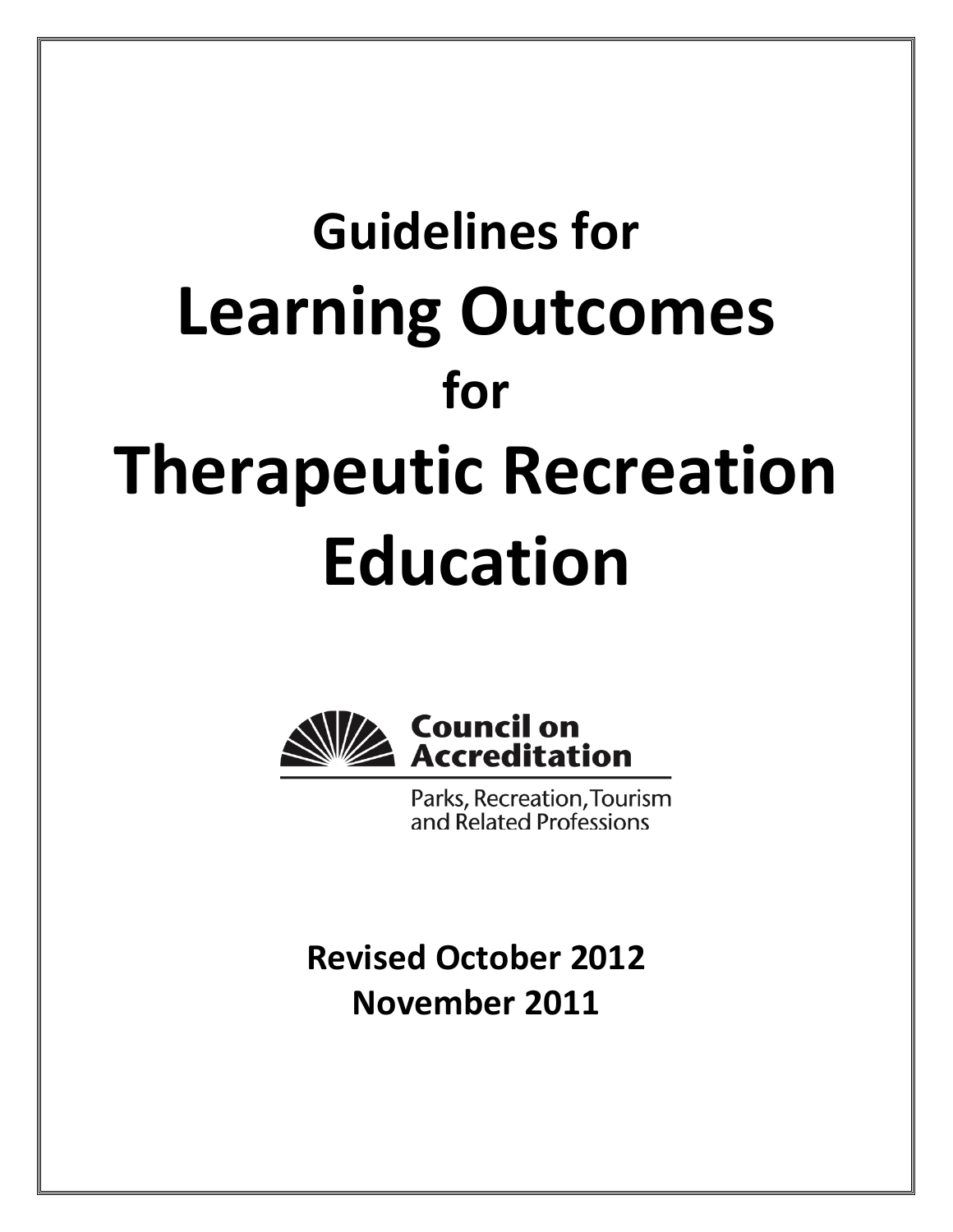# Guidelines for Learning Outcomes for Therapeutic Recreation Education

Council on Accreditation

Parks, Recreation, Tourism and Related Professions

**Revised October 2012**

**November 2011**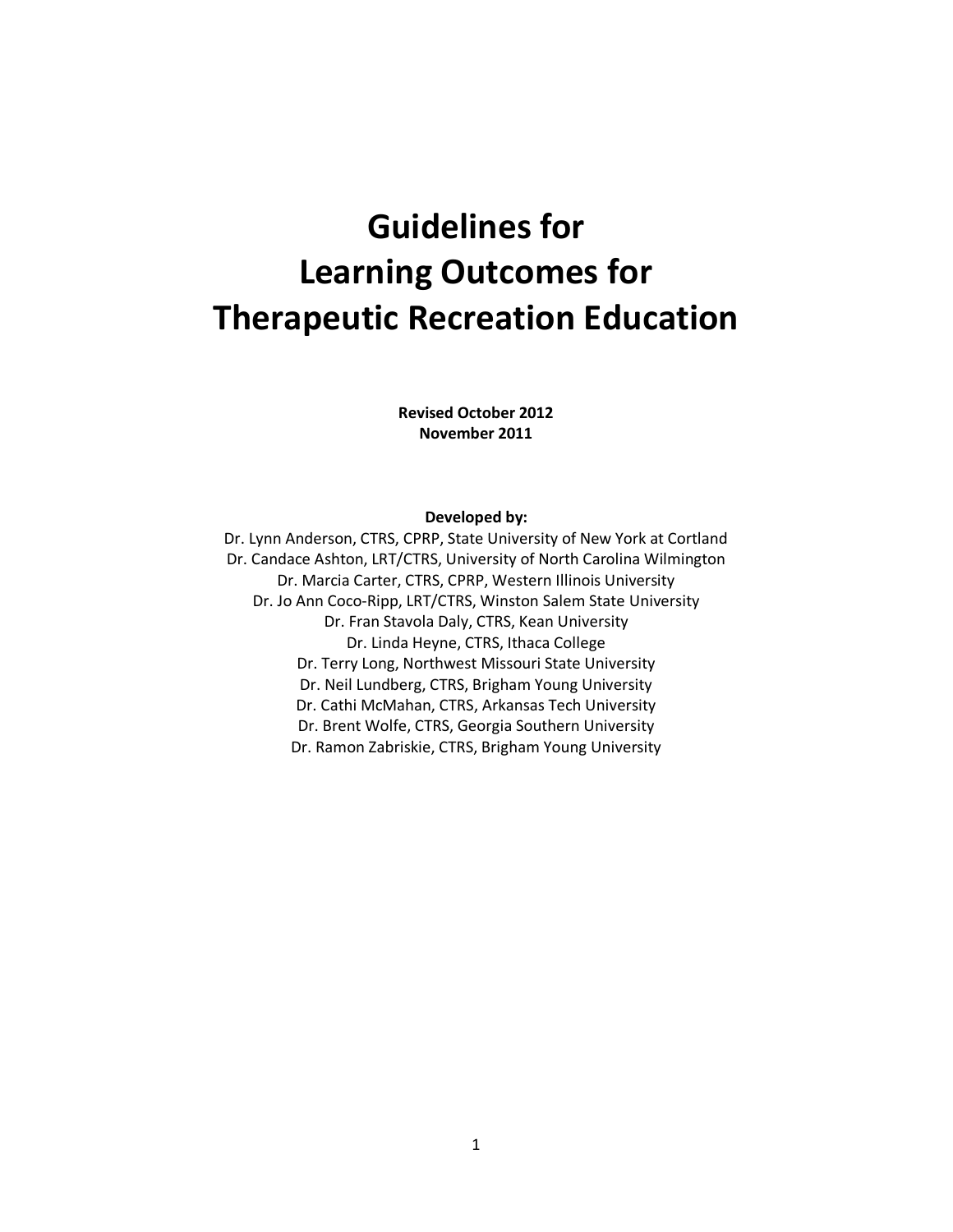# Guidelines for Learning Outcomes for Therapeutic Recreation Education

**Revised October 2012**
**November 2011**

**Developed by:**

Dr. Lynn Anderson, CTRS, CPRP, State University of New York at Cortland
Dr. Candace Ashton, LRT/CTRS, University of North Carolina Wilmington
Dr. Marcia Carter, CTRS, CPRP, Western Illinois University
Dr. Jo Ann Coco-Ripp, LRT/CTRS, Winston Salem State University
Dr. Fran Stavola Daly, CTRS, Kean University
Dr. Linda Heyne, CTRS, Ithaca College
Dr. Terry Long, Northwest Missouri State University
Dr. Neil Lundberg, CTRS, Brigham Young University
Dr. Cathi McMahan, CTRS, Arkansas Tech University
Dr. Brent Wolfe, CTRS, Georgia Southern University
Dr. Ramon Zabriskie, CTRS, Brigham Young University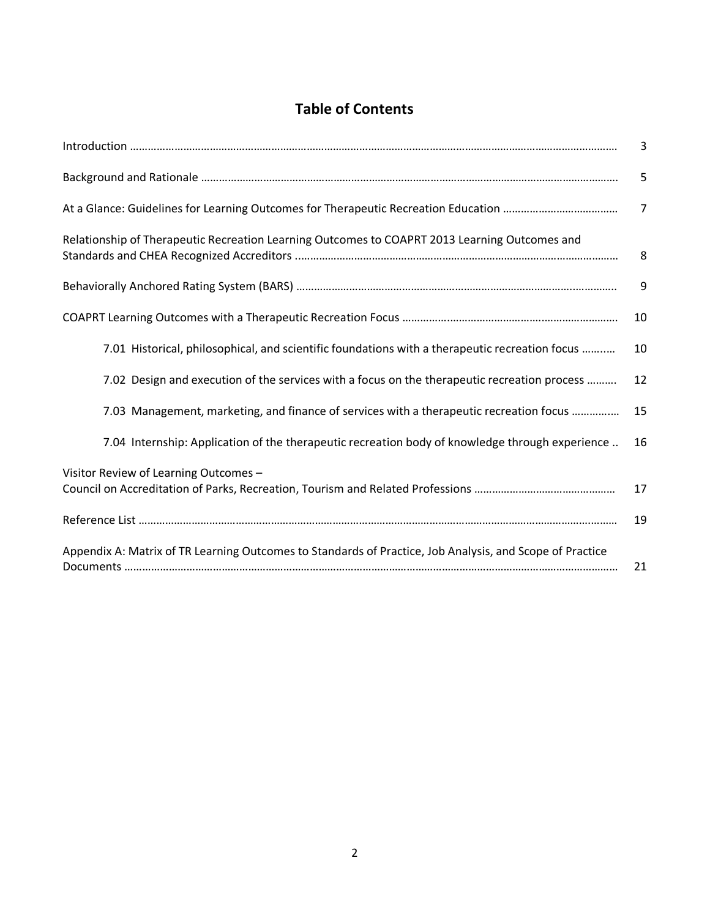# Table of Contents

| | |
|---|---|
| Introduction | 3 |
| Background and Rationale | 5 |
| At a Glance: Guidelines for Learning Outcomes for Therapeutic Recreation Education | 7 |
| Relationship of Therapeutic Recreation Learning Outcomes to COAPRT 2013 Learning Outcomes and Standards and CHEA Recognized Accreditors | 8 |
| Behaviorally Anchored Rating System (BARS) | 9 |
| COAPRT Learning Outcomes with a Therapeutic Recreation Focus | 10 |
| 7.01 Historical, philosophical, and scientific foundations with a therapeutic recreation focus | 10 |
| 7.02 Design and execution of the services with a focus on the therapeutic recreation process | 12 |
| 7.03 Management, marketing, and finance of services with a therapeutic recreation focus | 15 |
| 7.04 Internship: Application of the therapeutic recreation body of knowledge through experience | 16 |
| Visitor Review of Learning Outcomes – Council on Accreditation of Parks, Recreation, Tourism and Related Professions | 17 |
| Reference List | 19 |
| Appendix A: Matrix of TR Learning Outcomes to Standards of Practice, Job Analysis, and Scope of Practice Documents | 21 |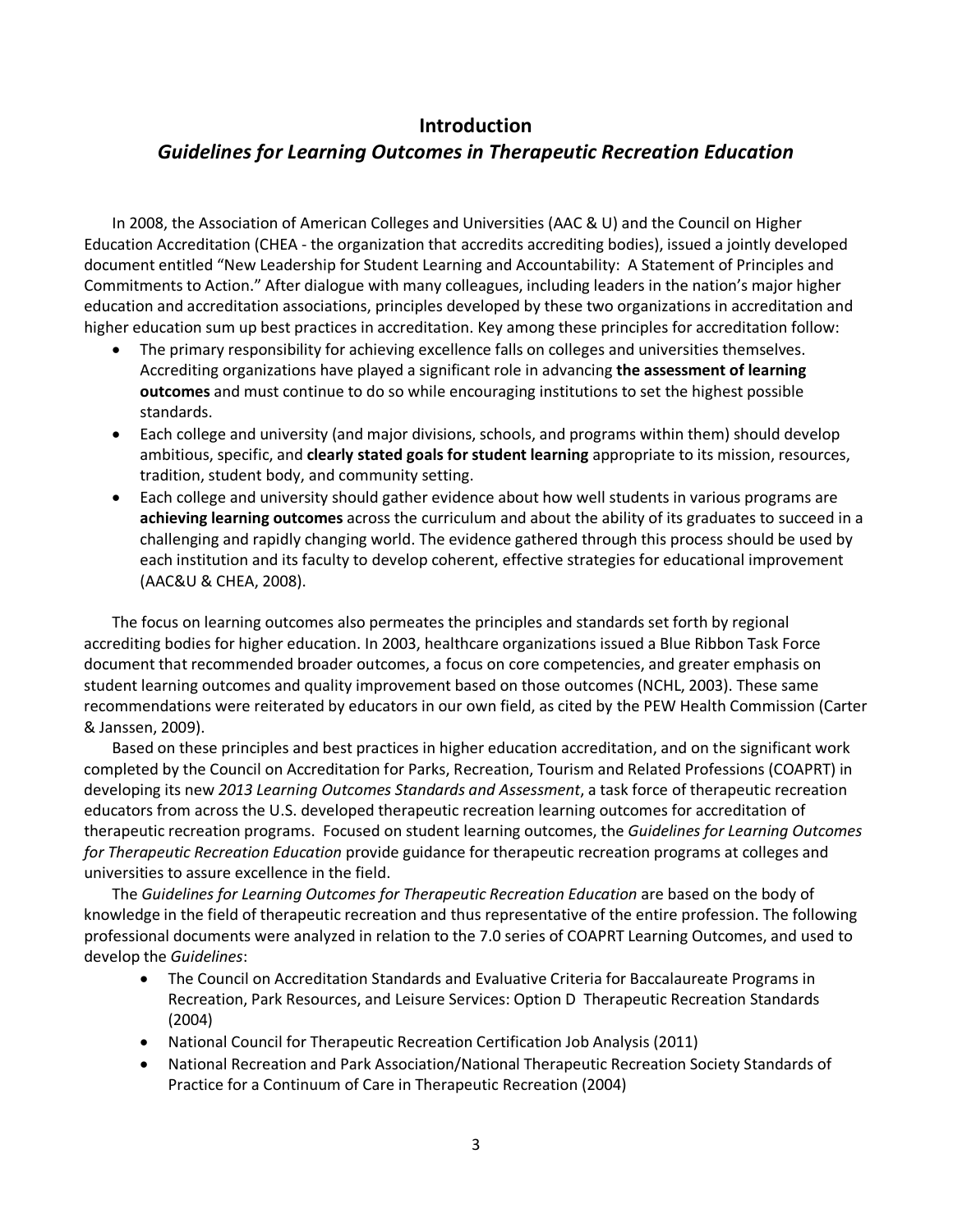# Introduction

## *Guidelines for Learning Outcomes in Therapeutic Recreation Education*

In 2008, the Association of American Colleges and Universities (AAC & U) and the Council on Higher Education Accreditation (CHEA - the organization that accredits accrediting bodies), issued a jointly developed document entitled "New Leadership for Student Learning and Accountability: A Statement of Principles and Commitments to Action." After dialogue with many colleagues, including leaders in the nation's major higher education and accreditation associations, principles developed by these two organizations in accreditation and higher education sum up best practices in accreditation. Key among these principles for accreditation follow:

- The primary responsibility for achieving excellence falls on colleges and universities themselves. Accrediting organizations have played a significant role in advancing **the assessment of learning outcomes** and must continue to do so while encouraging institutions to set the highest possible standards.
- Each college and university (and major divisions, schools, and programs within them) should develop ambitious, specific, and **clearly stated goals for student learning** appropriate to its mission, resources, tradition, student body, and community setting.
- Each college and university should gather evidence about how well students in various programs are **achieving learning outcomes** across the curriculum and about the ability of its graduates to succeed in a challenging and rapidly changing world. The evidence gathered through this process should be used by each institution and its faculty to develop coherent, effective strategies for educational improvement (AAC&U & CHEA, 2008).

The focus on learning outcomes also permeates the principles and standards set forth by regional accrediting bodies for higher education. In 2003, healthcare organizations issued a Blue Ribbon Task Force document that recommended broader outcomes, a focus on core competencies, and greater emphasis on student learning outcomes and quality improvement based on those outcomes (NCHL, 2003). These same recommendations were reiterated by educators in our own field, as cited by the PEW Health Commission (Carter & Janssen, 2009).

Based on these principles and best practices in higher education accreditation, and on the significant work completed by the Council on Accreditation for Parks, Recreation, Tourism and Related Professions (COAPRT) in developing its new *2013 Learning Outcomes Standards and Assessment*, a task force of therapeutic recreation educators from across the U.S. developed therapeutic recreation learning outcomes for accreditation of therapeutic recreation programs. Focused on student learning outcomes, the *Guidelines for Learning Outcomes for Therapeutic Recreation Education* provide guidance for therapeutic recreation programs at colleges and universities to assure excellence in the field.

The *Guidelines for Learning Outcomes for Therapeutic Recreation Education* are based on the body of knowledge in the field of therapeutic recreation and thus representative of the entire profession. The following professional documents were analyzed in relation to the 7.0 series of COAPRT Learning Outcomes, and used to develop the *Guidelines*:

- The Council on Accreditation Standards and Evaluative Criteria for Baccalaureate Programs in Recreation, Park Resources, and Leisure Services: Option D Therapeutic Recreation Standards (2004)
- National Council for Therapeutic Recreation Certification Job Analysis (2011)
- National Recreation and Park Association/National Therapeutic Recreation Society Standards of Practice for a Continuum of Care in Therapeutic Recreation (2004)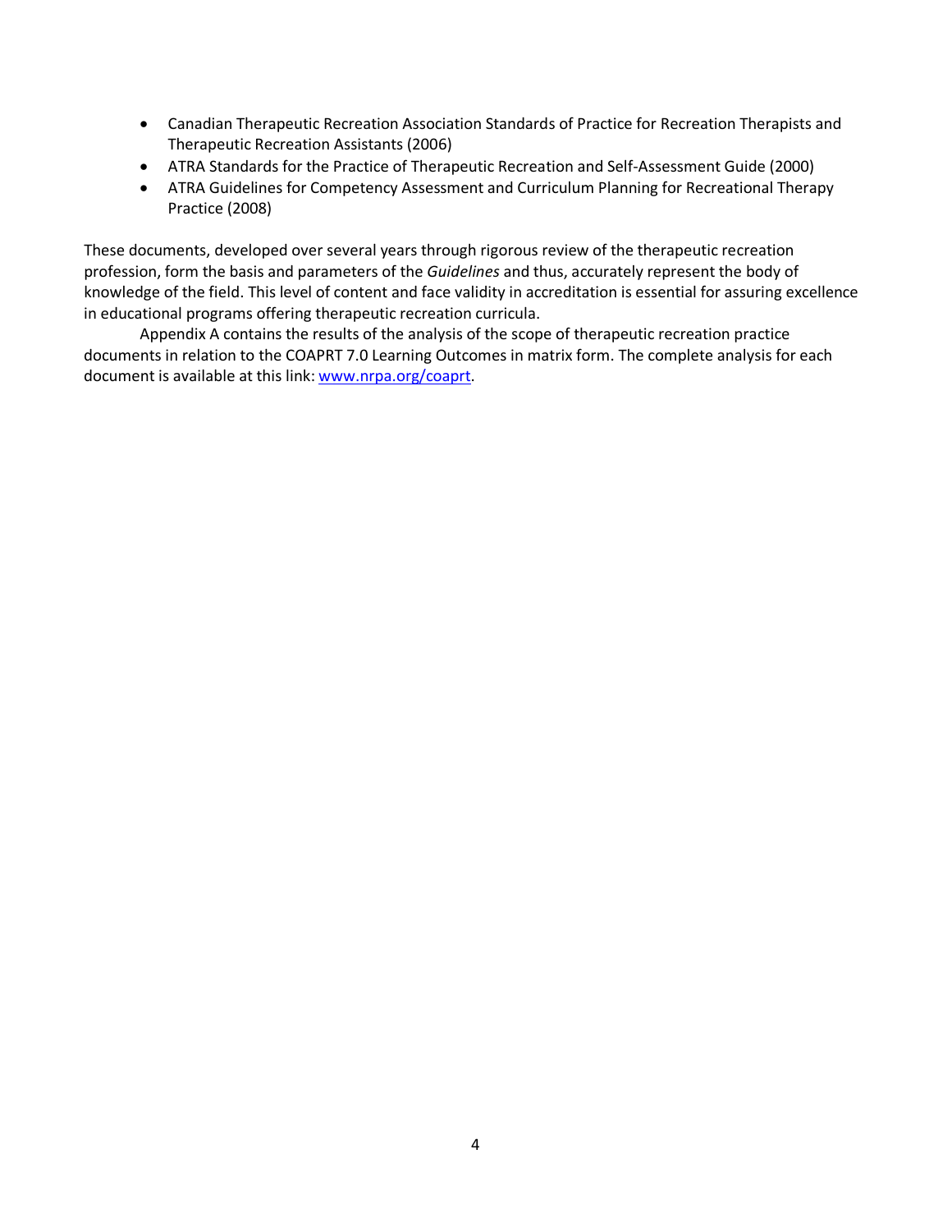- Canadian Therapeutic Recreation Association Standards of Practice for Recreation Therapists and Therapeutic Recreation Assistants (2006)
- ATRA Standards for the Practice of Therapeutic Recreation and Self-Assessment Guide (2000)
- ATRA Guidelines for Competency Assessment and Curriculum Planning for Recreational Therapy Practice (2008)

These documents, developed over several years through rigorous review of the therapeutic recreation profession, form the basis and parameters of the *Guidelines* and thus, accurately represent the body of knowledge of the field. This level of content and face validity in accreditation is essential for assuring excellence in educational programs offering therapeutic recreation curricula.

Appendix A contains the results of the analysis of the scope of therapeutic recreation practice documents in relation to the COAPRT 7.0 Learning Outcomes in matrix form. The complete analysis for each document is available at this link: [www.nrpa.org/coaprt](www.nrpa.org/coaprt).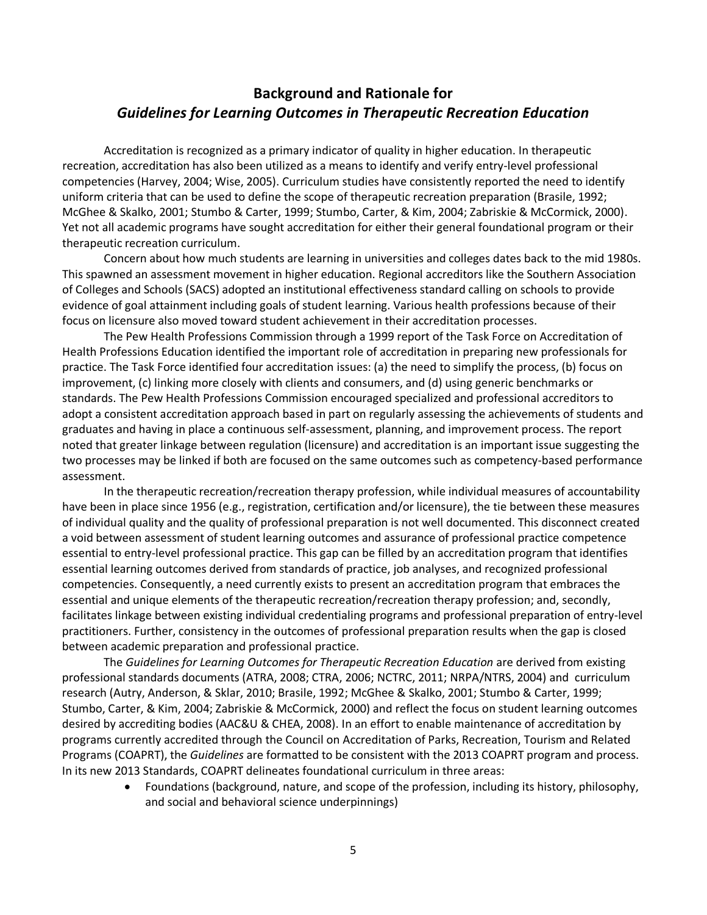## Background and Rationale for *Guidelines for Learning Outcomes in Therapeutic Recreation Education*

Accreditation is recognized as a primary indicator of quality in higher education. In therapeutic recreation, accreditation has also been utilized as a means to identify and verify entry-level professional competencies (Harvey, 2004; Wise, 2005). Curriculum studies have consistently reported the need to identify uniform criteria that can be used to define the scope of therapeutic recreation preparation (Brasile, 1992; McGhee & Skalko, 2001; Stumbo & Carter, 1999; Stumbo, Carter, & Kim, 2004; Zabriskie & McCormick, 2000). Yet not all academic programs have sought accreditation for either their general foundational program or their therapeutic recreation curriculum.

Concern about how much students are learning in universities and colleges dates back to the mid 1980s. This spawned an assessment movement in higher education. Regional accreditors like the Southern Association of Colleges and Schools (SACS) adopted an institutional effectiveness standard calling on schools to provide evidence of goal attainment including goals of student learning. Various health professions because of their focus on licensure also moved toward student achievement in their accreditation processes.

The Pew Health Professions Commission through a 1999 report of the Task Force on Accreditation of Health Professions Education identified the important role of accreditation in preparing new professionals for practice. The Task Force identified four accreditation issues: (a) the need to simplify the process, (b) focus on improvement, (c) linking more closely with clients and consumers, and (d) using generic benchmarks or standards. The Pew Health Professions Commission encouraged specialized and professional accreditors to adopt a consistent accreditation approach based in part on regularly assessing the achievements of students and graduates and having in place a continuous self-assessment, planning, and improvement process. The report noted that greater linkage between regulation (licensure) and accreditation is an important issue suggesting the two processes may be linked if both are focused on the same outcomes such as competency-based performance assessment.

In the therapeutic recreation/recreation therapy profession, while individual measures of accountability have been in place since 1956 (e.g., registration, certification and/or licensure), the tie between these measures of individual quality and the quality of professional preparation is not well documented. This disconnect created a void between assessment of student learning outcomes and assurance of professional practice competence essential to entry-level professional practice. This gap can be filled by an accreditation program that identifies essential learning outcomes derived from standards of practice, job analyses, and recognized professional competencies. Consequently, a need currently exists to present an accreditation program that embraces the essential and unique elements of the therapeutic recreation/recreation therapy profession; and, secondly, facilitates linkage between existing individual credentialing programs and professional preparation of entry-level practitioners. Further, consistency in the outcomes of professional preparation results when the gap is closed between academic preparation and professional practice.

The *Guidelines for Learning Outcomes for Therapeutic Recreation Education* are derived from existing professional standards documents (ATRA, 2008; CTRA, 2006; NCTRC, 2011; NRPA/NTRS, 2004) and curriculum research (Autry, Anderson, & Sklar, 2010; Brasile, 1992; McGhee & Skalko, 2001; Stumbo & Carter, 1999; Stumbo, Carter, & Kim, 2004; Zabriskie & McCormick, 2000) and reflect the focus on student learning outcomes desired by accrediting bodies (AAC&U & CHEA, 2008). In an effort to enable maintenance of accreditation by programs currently accredited through the Council on Accreditation of Parks, Recreation, Tourism and Related Programs (COAPRT), the *Guidelines* are formatted to be consistent with the 2013 COAPRT program and process. In its new 2013 Standards, COAPRT delineates foundational curriculum in three areas:

- Foundations (background, nature, and scope of the profession, including its history, philosophy, and social and behavioral science underpinnings)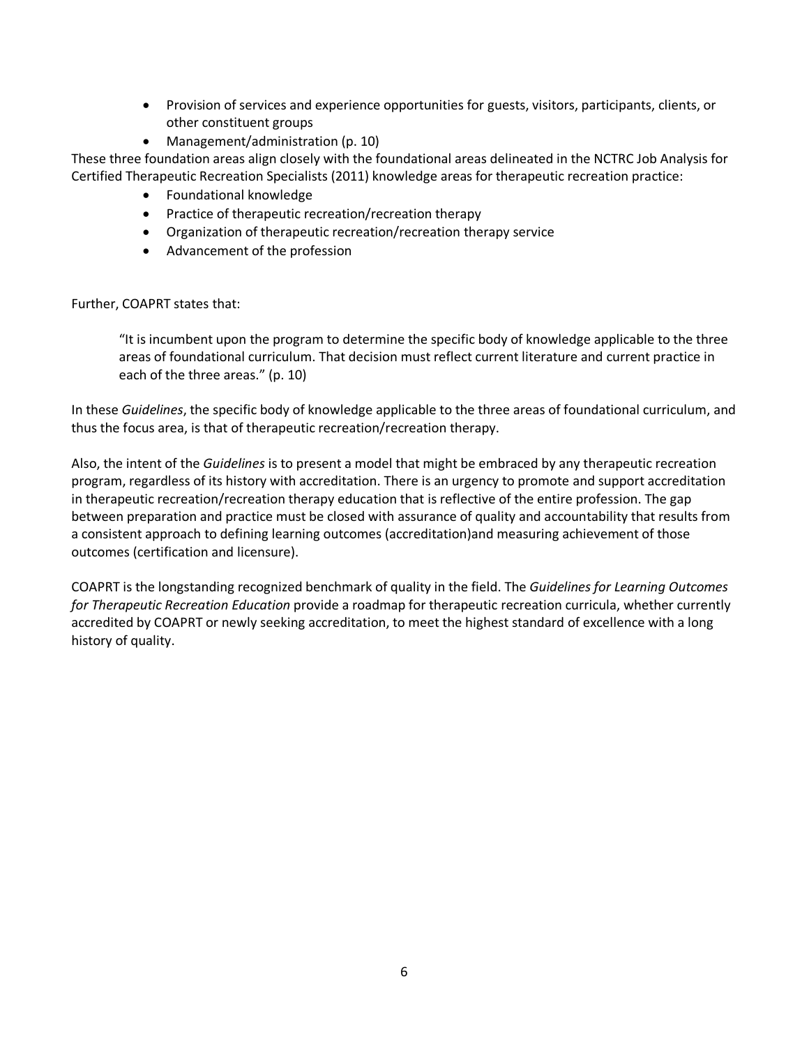- Provision of services and experience opportunities for guests, visitors, participants, clients, or other constituent groups
- Management/administration (p. 10)

These three foundation areas align closely with the foundational areas delineated in the NCTRC Job Analysis for Certified Therapeutic Recreation Specialists (2011) knowledge areas for therapeutic recreation practice:

- Foundational knowledge
- Practice of therapeutic recreation/recreation therapy
- Organization of therapeutic recreation/recreation therapy service
- Advancement of the profession

Further, COAPRT states that:

> "It is incumbent upon the program to determine the specific body of knowledge applicable to the three areas of foundational curriculum. That decision must reflect current literature and current practice in each of the three areas." (p. 10)

In these *Guidelines*, the specific body of knowledge applicable to the three areas of foundational curriculum, and thus the focus area, is that of therapeutic recreation/recreation therapy.

Also, the intent of the *Guidelines* is to present a model that might be embraced by any therapeutic recreation program, regardless of its history with accreditation. There is an urgency to promote and support accreditation in therapeutic recreation/recreation therapy education that is reflective of the entire profession. The gap between preparation and practice must be closed with assurance of quality and accountability that results from a consistent approach to defining learning outcomes (accreditation)and measuring achievement of those outcomes (certification and licensure).

COAPRT is the longstanding recognized benchmark of quality in the field. The *Guidelines for Learning Outcomes for Therapeutic Recreation Education* provide a roadmap for therapeutic recreation curricula, whether currently accredited by COAPRT or newly seeking accreditation, to meet the highest standard of excellence with a long history of quality.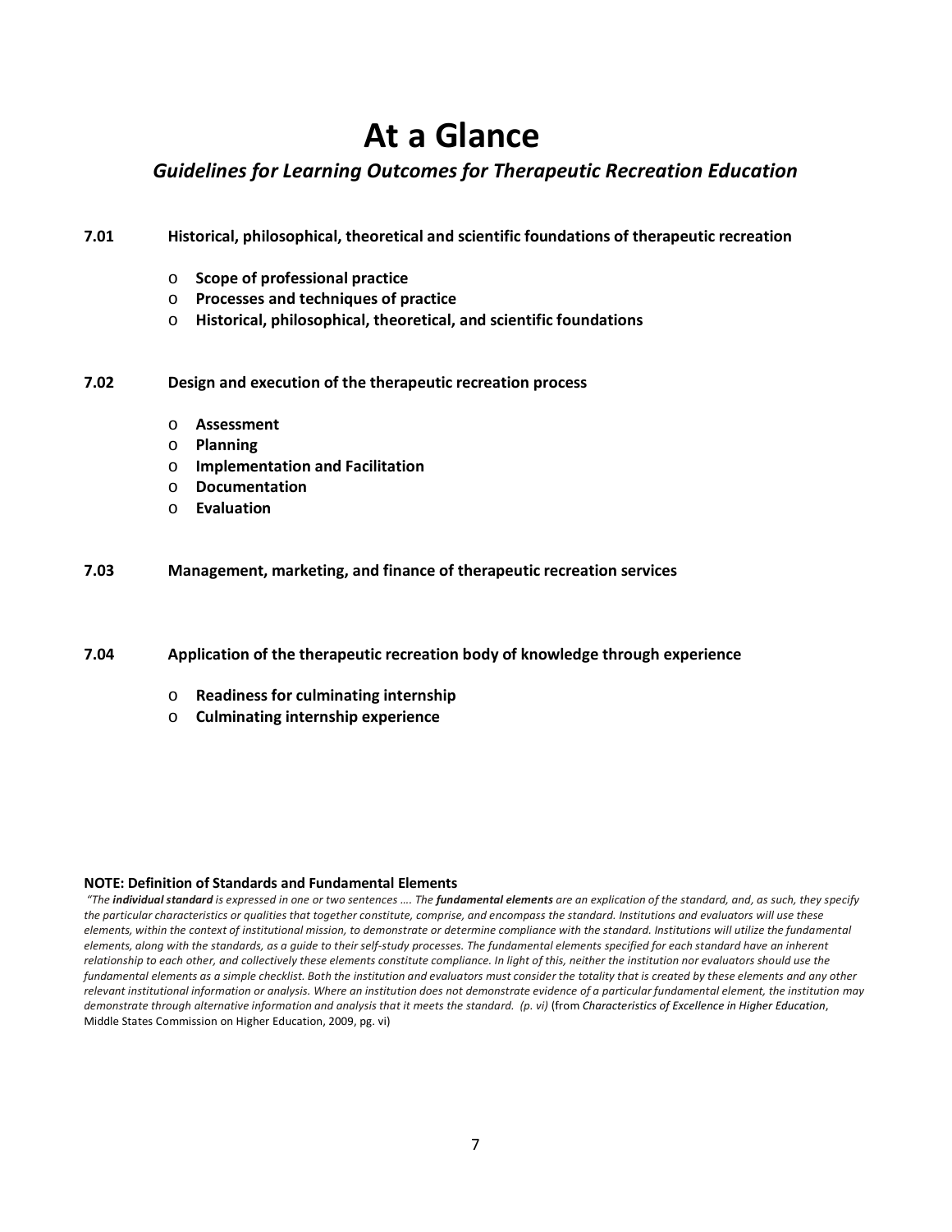# At a Glance

## *Guidelines for Learning Outcomes for Therapeutic Recreation Education*

**7.01 Historical, philosophical, theoretical and scientific foundations of therapeutic recreation**

- **Scope of professional practice**
- **Processes and techniques of practice**
- **Historical, philosophical, theoretical, and scientific foundations**

**7.02 Design and execution of the therapeutic recreation process**

- **Assessment**
- **Planning**
- **Implementation and Facilitation**
- **Documentation**
- **Evaluation**

**7.03 Management, marketing, and finance of therapeutic recreation services**

**7.04 Application of the therapeutic recreation body of knowledge through experience**

- **Readiness for culminating internship**
- **Culminating internship experience**

**NOTE: Definition of Standards and Fundamental Elements**

*"The **individual standard** is expressed in one or two sentences …. The **fundamental elements** are an explication of the standard, and, as such, they specify the particular characteristics or qualities that together constitute, comprise, and encompass the standard. Institutions and evaluators will use these elements, within the context of institutional mission, to demonstrate or determine compliance with the standard. Institutions will utilize the fundamental elements, along with the standards, as a guide to their self-study processes. The fundamental elements specified for each standard have an inherent relationship to each other, and collectively these elements constitute compliance. In light of this, neither the institution nor evaluators should use the fundamental elements as a simple checklist. Both the institution and evaluators must consider the totality that is created by these elements and any other relevant institutional information or analysis. Where an institution does not demonstrate evidence of a particular fundamental element, the institution may demonstrate through alternative information and analysis that it meets the standard. (p. vi)* (from *Characteristics of Excellence in Higher Education*, Middle States Commission on Higher Education, 2009, pg. vi)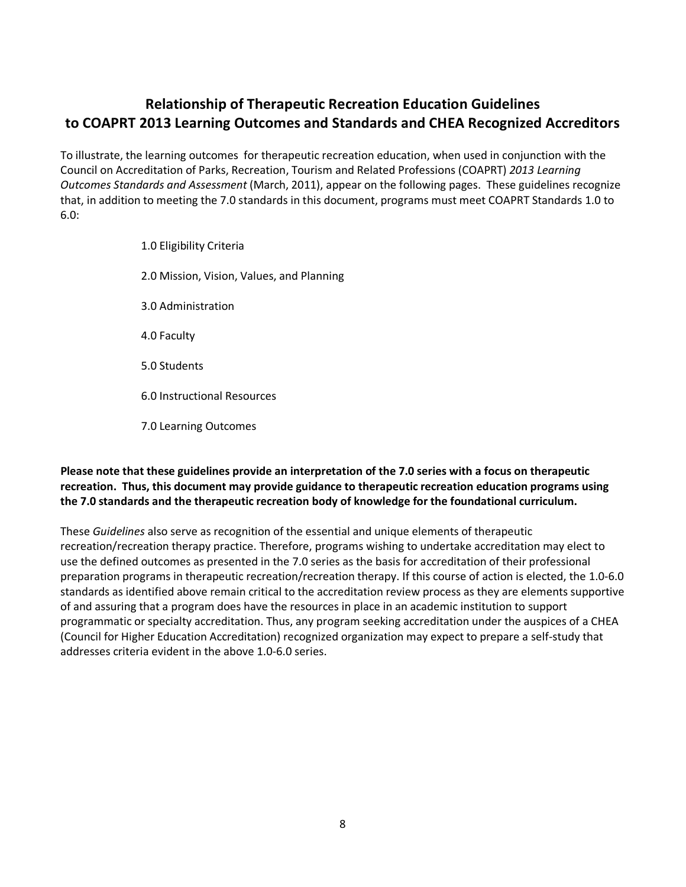## Relationship of Therapeutic Recreation Education Guidelines to COAPRT 2013 Learning Outcomes and Standards and CHEA Recognized Accreditors

To illustrate, the learning outcomes for therapeutic recreation education, when used in conjunction with the Council on Accreditation of Parks, Recreation, Tourism and Related Professions (COAPRT) *2013 Learning Outcomes Standards and Assessment* (March, 2011), appear on the following pages. These guidelines recognize that, in addition to meeting the 7.0 standards in this document, programs must meet COAPRT Standards 1.0 to 6.0:

- 1.0 Eligibility Criteria
- 2.0 Mission, Vision, Values, and Planning
- 3.0 Administration
- 4.0 Faculty
- 5.0 Students
- 6.0 Instructional Resources
- 7.0 Learning Outcomes

**Please note that these guidelines provide an interpretation of the 7.0 series with a focus on therapeutic recreation. Thus, this document may provide guidance to therapeutic recreation education programs using the 7.0 standards and the therapeutic recreation body of knowledge for the foundational curriculum.**

These *Guidelines* also serve as recognition of the essential and unique elements of therapeutic recreation/recreation therapy practice. Therefore, programs wishing to undertake accreditation may elect to use the defined outcomes as presented in the 7.0 series as the basis for accreditation of their professional preparation programs in therapeutic recreation/recreation therapy. If this course of action is elected, the 1.0-6.0 standards as identified above remain critical to the accreditation review process as they are elements supportive of and assuring that a program does have the resources in place in an academic institution to support programmatic or specialty accreditation. Thus, any program seeking accreditation under the auspices of a CHEA (Council for Higher Education Accreditation) recognized organization may expect to prepare a self-study that addresses criteria evident in the above 1.0-6.0 series.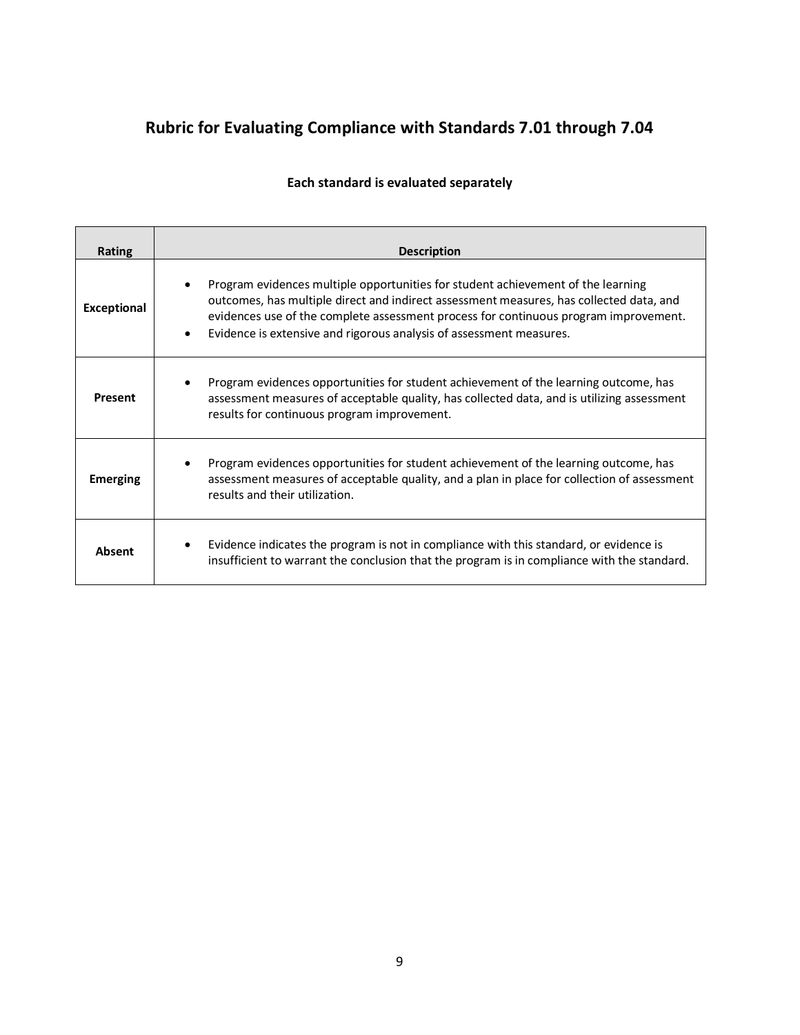## Rubric for Evaluating Compliance with Standards 7.01 through 7.04

**Each standard is evaluated separately**

| Rating | Description |
|---|---|
| **Exceptional** | • Program evidences multiple opportunities for student achievement of the learning outcomes, has multiple direct and indirect assessment measures, has collected data, and evidences use of the complete assessment process for continuous program improvement.<br>• Evidence is extensive and rigorous analysis of assessment measures. |
| **Present** | • Program evidences opportunities for student achievement of the learning outcome, has assessment measures of acceptable quality, has collected data, and is utilizing assessment results for continuous program improvement. |
| **Emerging** | • Program evidences opportunities for student achievement of the learning outcome, has assessment measures of acceptable quality, and a plan in place for collection of assessment results and their utilization. |
| **Absent** | • Evidence indicates the program is not in compliance with this standard, or evidence is insufficient to warrant the conclusion that the program is in compliance with the standard. |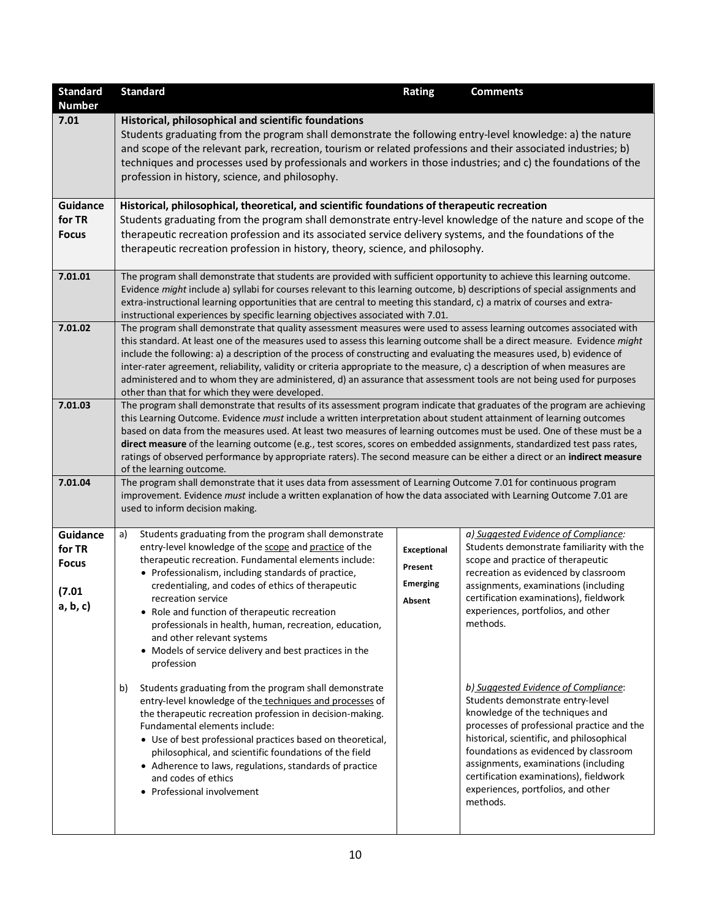| Standard Number | Standard | Rating | Comments |
|---|---|---|---|
| 7.01 | **Historical, philosophical and scientific foundations**<br>Students graduating from the program shall demonstrate the following entry-level knowledge: a) the nature and scope of the relevant park, recreation, tourism or related professions and their associated industries; b) techniques and processes used by professionals and workers in those industries; and c) the foundations of the profession in history, science, and philosophy. | | |
| **Guidance for TR Focus** | **Historical, philosophical, theoretical, and scientific foundations of therapeutic recreation**<br>Students graduating from the program shall demonstrate entry-level knowledge of the nature and scope of the therapeutic recreation profession and its associated service delivery systems, and the foundations of the therapeutic recreation profession in history, theory, science, and philosophy. | | |
| 7.01.01 | The program shall demonstrate that students are provided with sufficient opportunity to achieve this learning outcome. Evidence *might* include a) syllabi for courses relevant to this learning outcome, b) descriptions of special assignments and extra-instructional learning opportunities that are central to meeting this standard, c) a matrix of courses and extra-instructional experiences by specific learning objectives associated with 7.01. | | |
| 7.01.02 | The program shall demonstrate that quality assessment measures were used to assess learning outcomes associated with this standard. At least one of the measures used to assess this learning outcome shall be a direct measure. Evidence *might* include the following: a) a description of the process of constructing and evaluating the measures used, b) evidence of inter-rater agreement, reliability, validity or criteria appropriate to the measure, c) a description of when measures are administered and to whom they are administered, d) an assurance that assessment tools are not being used for purposes other than that for which they were developed. | | |
| 7.01.03 | The program shall demonstrate that results of its assessment program indicate that graduates of the program are achieving this Learning Outcome. Evidence *must* include a written interpretation about student attainment of learning outcomes based on data from the measures used. At least two measures of learning outcomes must be used. One of these must be a **direct measure** of the learning outcome (e.g., test scores, scores on embedded assignments, standardized test pass rates, ratings of observed performance by appropriate raters). The second measure can be either a direct or an **indirect measure** of the learning outcome. | | |
| 7.01.04 | The program shall demonstrate that it uses data from assessment of Learning Outcome 7.01 for continuous program improvement. Evidence *must* include a written explanation of how the data associated with Learning Outcome 7.01 are used to inform decision making. | | |
| **Guidance for TR Focus**<br><br>**(7.01 a, b, c)** | a) Students graduating from the program shall demonstrate entry-level knowledge of the <u>scope</u> and <u>practice</u> of the therapeutic recreation. Fundamental elements include:<br>• Professionalism, including standards of practice, credentialing, and codes of ethics of therapeutic recreation service<br>• Role and function of therapeutic recreation professionals in health, human, recreation, education, and other relevant systems<br>• Models of service delivery and best practices in the profession<br><br>b) Students graduating from the program shall demonstrate entry-level knowledge of the <u>techniques and processes</u> of the therapeutic recreation profession in decision-making. Fundamental elements include:<br>• Use of best professional practices based on theoretical, philosophical, and scientific foundations of the field<br>• Adherence to laws, regulations, standards of practice and codes of ethics<br>• Professional involvement | **Exceptional**<br>**Present**<br>**Emerging**<br>**Absent** | *a) <u>Suggested Evidence of Compliance</u>:* Students demonstrate familiarity with the scope and practice of therapeutic recreation as evidenced by classroom assignments, examinations (including certification examinations), fieldwork experiences, portfolios, and other methods.<br><br>*b) <u>Suggested Evidence of Compliance</u>*: Students demonstrate entry-level knowledge of the techniques and processes of professional practice and the historical, scientific, and philosophical foundations as evidenced by classroom assignments, examinations (including certification examinations), fieldwork experiences, portfolios, and other methods. |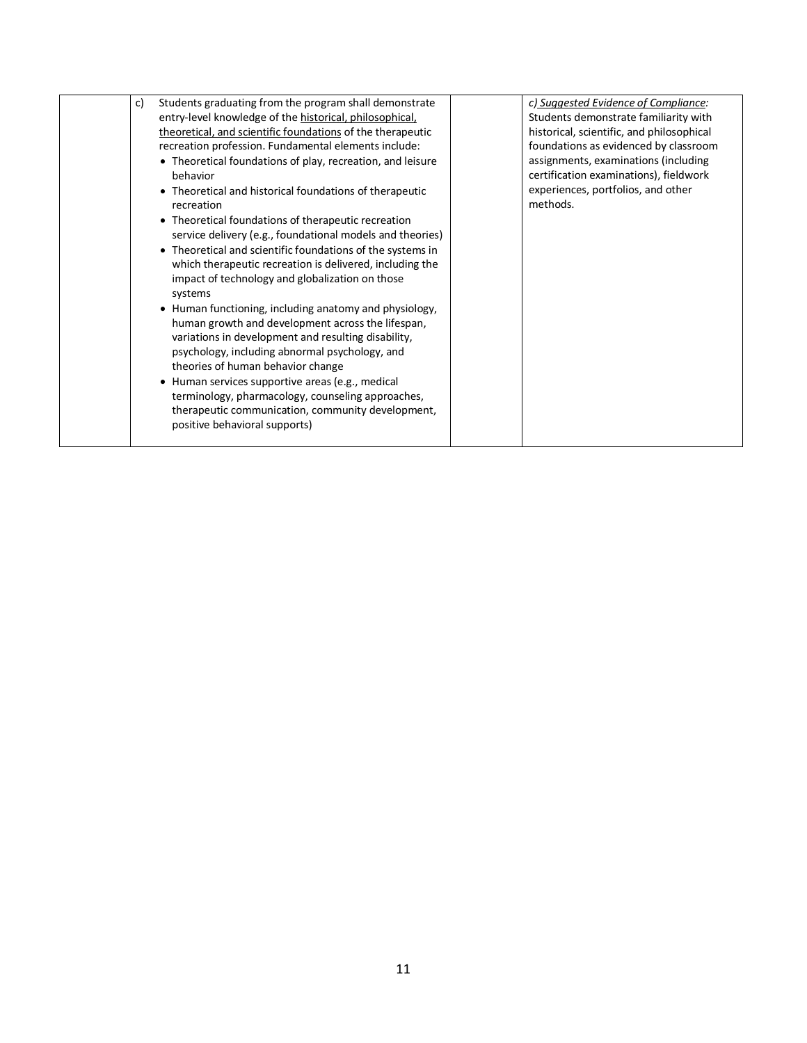| | | | |
|---|---|---|---|
| | c) Students graduating from the program shall demonstrate entry-level knowledge of the <u>historical, philosophical, theoretical, and scientific foundations</u> of the therapeutic recreation profession. Fundamental elements include:<br>• Theoretical foundations of play, recreation, and leisure behavior<br>• Theoretical and historical foundations of therapeutic recreation<br>• Theoretical foundations of therapeutic recreation service delivery (e.g., foundational models and theories)<br>• Theoretical and scientific foundations of the systems in which therapeutic recreation is delivered, including the impact of technology and globalization on those systems<br>• Human functioning, including anatomy and physiology, human growth and development across the lifespan, variations in development and resulting disability, psychology, including abnormal psychology, and theories of human behavior change<br>• Human services supportive areas (e.g., medical terminology, pharmacology, counseling approaches, therapeutic communication, community development, positive behavioral supports) | | *c) <u>Suggested Evidence of Compliance</u>:* Students demonstrate familiarity with historical, scientific, and philosophical foundations as evidenced by classroom assignments, examinations (including certification examinations), fieldwork experiences, portfolios, and other methods. |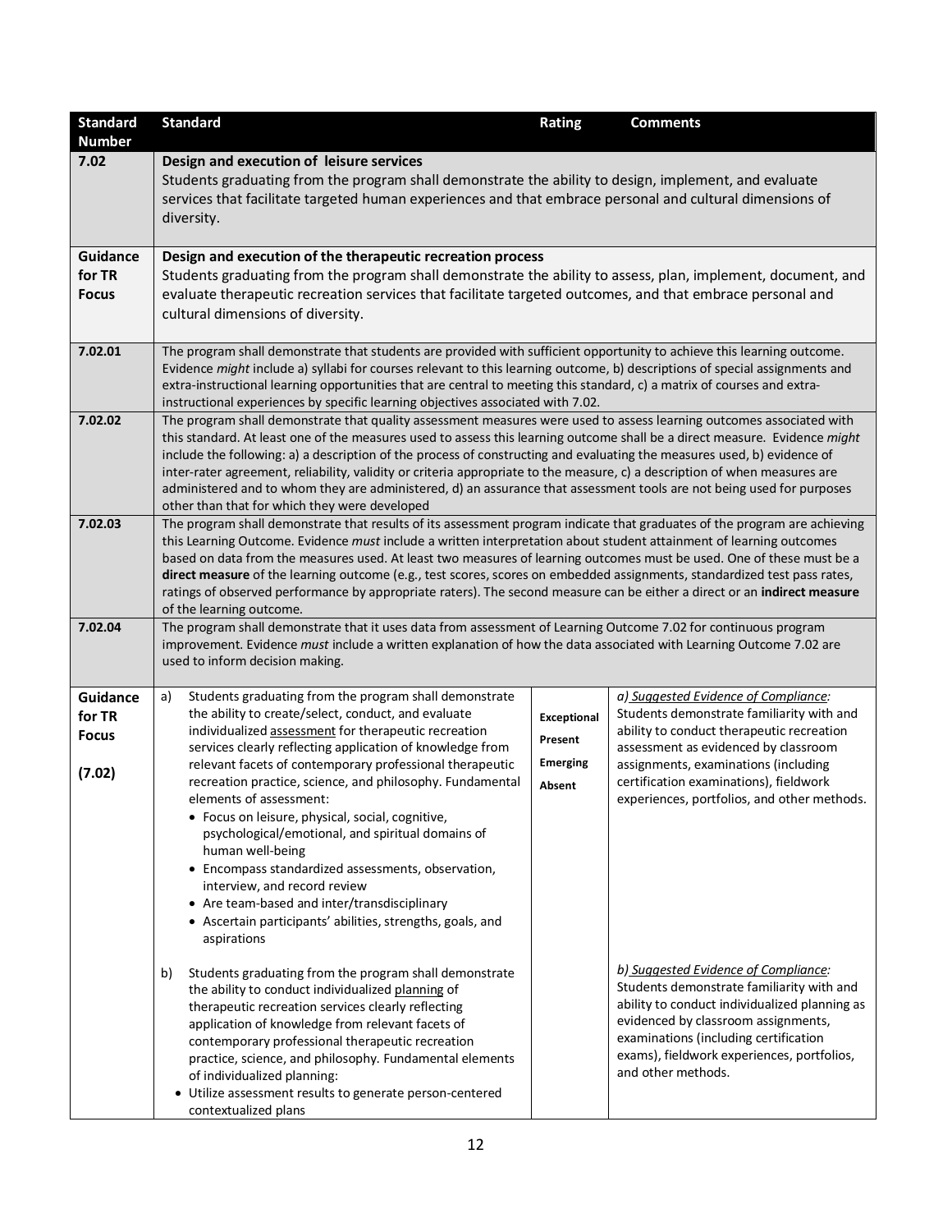| Standard Number | Standard | Rating | Comments |
|---|---|---|---|
| 7.02 | **Design and execution of leisure services**<br>Students graduating from the program shall demonstrate the ability to design, implement, and evaluate services that facilitate targeted human experiences and that embrace personal and cultural dimensions of diversity. | | |
| **Guidance for TR Focus** | **Design and execution of the therapeutic recreation process**<br>Students graduating from the program shall demonstrate the ability to assess, plan, implement, document, and evaluate therapeutic recreation services that facilitate targeted outcomes, and that embrace personal and cultural dimensions of diversity. | | |
| 7.02.01 | The program shall demonstrate that students are provided with sufficient opportunity to achieve this learning outcome. Evidence *might* include a) syllabi for courses relevant to this learning outcome, b) descriptions of special assignments and extra-instructional learning opportunities that are central to meeting this standard, c) a matrix of courses and extra-instructional experiences by specific learning objectives associated with 7.02. | | |
| 7.02.02 | The program shall demonstrate that quality assessment measures were used to assess learning outcomes associated with this standard. At least one of the measures used to assess this learning outcome shall be a direct measure. Evidence *might* include the following: a) a description of the process of constructing and evaluating the measures used, b) evidence of inter-rater agreement, reliability, validity or criteria appropriate to the measure, c) a description of when measures are administered and to whom they are administered, d) an assurance that assessment tools are not being used for purposes other than that for which they were developed | | |
| 7.02.03 | The program shall demonstrate that results of its assessment program indicate that graduates of the program are achieving this Learning Outcome. Evidence *must* include a written interpretation about student attainment of learning outcomes based on data from the measures used. At least two measures of learning outcomes must be used. One of these must be a **direct measure** of the learning outcome (e.g., test scores, scores on embedded assignments, standardized test pass rates, ratings of observed performance by appropriate raters). The second measure can be either a direct or an **indirect measure** of the learning outcome. | | |
| 7.02.04 | The program shall demonstrate that it uses data from assessment of Learning Outcome 7.02 for continuous program improvement. Evidence *must* include a written explanation of how the data associated with Learning Outcome 7.02 are used to inform decision making. | | |
| **Guidance for TR Focus**<br><br>**(7.02)** | a) Students graduating from the program shall demonstrate the ability to create/select, conduct, and evaluate individualized assessment for therapeutic recreation services clearly reflecting application of knowledge from relevant facets of contemporary professional therapeutic recreation practice, science, and philosophy. Fundamental elements of assessment:<br>• Focus on leisure, physical, social, cognitive, psychological/emotional, and spiritual domains of human well-being<br>• Encompass standardized assessments, observation, interview, and record review<br>• Are team-based and inter/transdisciplinary<br>• Ascertain participants' abilities, strengths, goals, and aspirations<br><br>b) Students graduating from the program shall demonstrate the ability to conduct individualized planning of therapeutic recreation services clearly reflecting application of knowledge from relevant facets of contemporary professional therapeutic recreation practice, science, and philosophy. Fundamental elements of individualized planning:<br>• Utilize assessment results to generate person-centered contextualized plans | **Exceptional**<br>**Present**<br>**Emerging**<br>**Absent** | *a) Suggested Evidence of Compliance:*<br>Students demonstrate familiarity with and ability to conduct therapeutic recreation assessment as evidenced by classroom assignments, examinations (including certification examinations), fieldwork experiences, portfolios, and other methods.<br><br>*b) Suggested Evidence of Compliance:*<br>Students demonstrate familiarity with and ability to conduct individualized planning as evidenced by classroom assignments, examinations (including certification exams), fieldwork experiences, portfolios, and other methods. |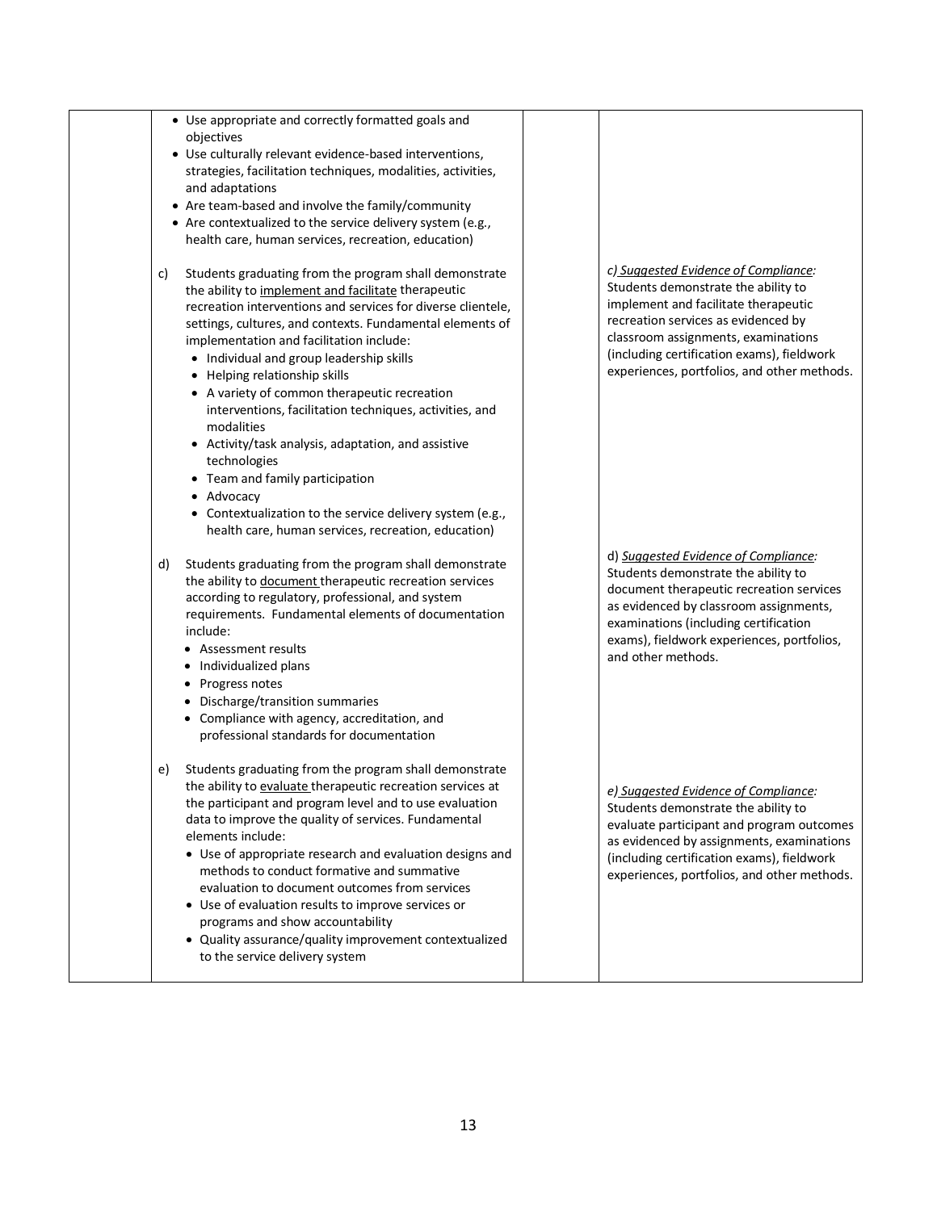| | | | |
|---|---|---|---|
| | • Use appropriate and correctly formatted goals and objectives<br>• Use culturally relevant evidence-based interventions, strategies, facilitation techniques, modalities, activities, and adaptations<br>• Are team-based and involve the family/community<br>• Are contextualized to the service delivery system (e.g., health care, human services, recreation, education) | | |
| | c) Students graduating from the program shall demonstrate the ability to <u>implement and facilitate</u> therapeutic recreation interventions and services for diverse clientele, settings, cultures, and contexts. Fundamental elements of implementation and facilitation include:<br>• Individual and group leadership skills<br>• Helping relationship skills<br>• A variety of common therapeutic recreation interventions, facilitation techniques, activities, and modalities<br>• Activity/task analysis, adaptation, and assistive technologies<br>• Team and family participation<br>• Advocacy<br>• Contextualization to the service delivery system (e.g., health care, human services, recreation, education) | | *c) <u>Suggested Evidence of Compliance</u>:* Students demonstrate the ability to implement and facilitate therapeutic recreation services as evidenced by classroom assignments, examinations (including certification exams), fieldwork experiences, portfolios, and other methods. |
| | d) Students graduating from the program shall demonstrate the ability to <u>document</u> therapeutic recreation services according to regulatory, professional, and system requirements. Fundamental elements of documentation include:<br>• Assessment results<br>• Individualized plans<br>• Progress notes<br>• Discharge/transition summaries<br>• Compliance with agency, accreditation, and professional standards for documentation | | d) *<u>Suggested Evidence of Compliance</u>:* Students demonstrate the ability to document therapeutic recreation services as evidenced by classroom assignments, examinations (including certification exams), fieldwork experiences, portfolios, and other methods. |
| | e) Students graduating from the program shall demonstrate the ability to <u>evaluate</u> therapeutic recreation services at the participant and program level and to use evaluation data to improve the quality of services. Fundamental elements include:<br>• Use of appropriate research and evaluation designs and methods to conduct formative and summative evaluation to document outcomes from services<br>• Use of evaluation results to improve services or programs and show accountability<br>• Quality assurance/quality improvement contextualized to the service delivery system | | *e) <u>Suggested Evidence of Compliance</u>:* Students demonstrate the ability to evaluate participant and program outcomes as evidenced by assignments, examinations (including certification exams), fieldwork experiences, portfolios, and other methods. |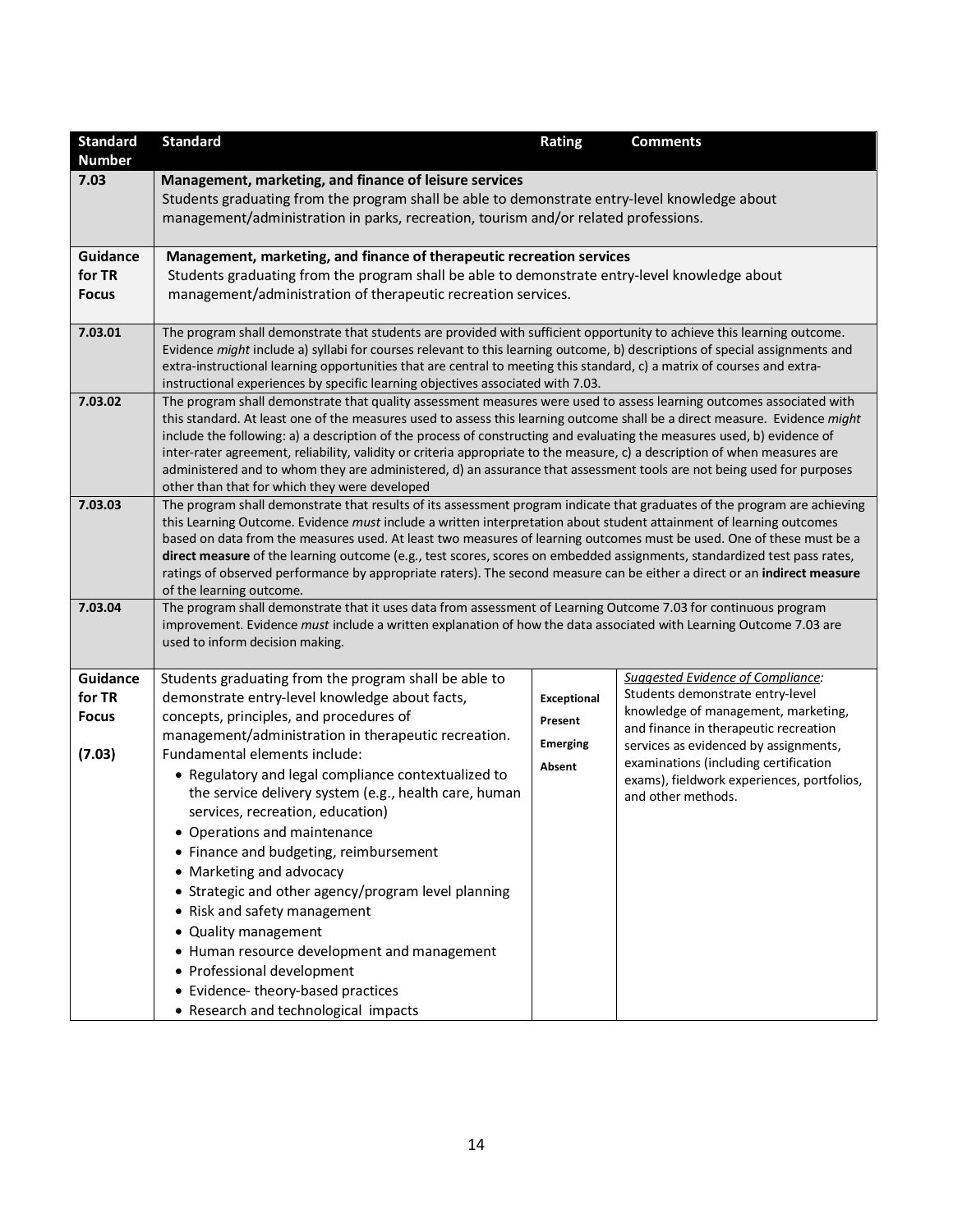| Standard Number | Standard | Rating | Comments |
|---|---|---|---|
| **7.03** | **Management, marketing, and finance of leisure services**<br>Students graduating from the program shall be able to demonstrate entry-level knowledge about management/administration in parks, recreation, tourism and/or related professions. | | |
| **Guidance for TR Focus** | **Management, marketing, and finance of therapeutic recreation services**<br>Students graduating from the program shall be able to demonstrate entry-level knowledge about management/administration of therapeutic recreation services. | | |
| **7.03.01** | The program shall demonstrate that students are provided with sufficient opportunity to achieve this learning outcome. Evidence *might* include a) syllabi for courses relevant to this learning outcome, b) descriptions of special assignments and extra-instructional learning opportunities that are central to meeting this standard, c) a matrix of courses and extra-instructional experiences by specific learning objectives associated with 7.03. | | |
| **7.03.02** | The program shall demonstrate that quality assessment measures were used to assess learning outcomes associated with this standard. At least one of the measures used to assess this learning outcome shall be a direct measure. Evidence *might* include the following: a) a description of the process of constructing and evaluating the measures used, b) evidence of inter-rater agreement, reliability, validity or criteria appropriate to the measure, c) a description of when measures are administered and to whom they are administered, d) an assurance that assessment tools are not being used for purposes other than that for which they were developed | | |
| **7.03.03** | The program shall demonstrate that results of its assessment program indicate that graduates of the program are achieving this Learning Outcome. Evidence *must* include a written interpretation about student attainment of learning outcomes based on data from the measures used. At least two measures of learning outcomes must be used. One of these must be a **direct measure** of the learning outcome (e.g., test scores, scores on embedded assignments, standardized test pass rates, ratings of observed performance by appropriate raters). The second measure can be either a direct or an **indirect measure** of the learning outcome. | | |
| **7.03.04** | The program shall demonstrate that it uses data from assessment of Learning Outcome 7.03 for continuous program improvement. Evidence *must* include a written explanation of how the data associated with Learning Outcome 7.03 are used to inform decision making. | | |
| **Guidance for TR Focus (7.03)** | Students graduating from the program shall be able to demonstrate entry-level knowledge about facts, concepts, principles, and procedures of management/administration in therapeutic recreation. Fundamental elements include:<br>• Regulatory and legal compliance contextualized to the service delivery system (e.g., health care, human services, recreation, education)<br>• Operations and maintenance<br>• Finance and budgeting, reimbursement<br>• Marketing and advocacy<br>• Strategic and other agency/program level planning<br>• Risk and safety management<br>• Quality management<br>• Human resource development and management<br>• Professional development<br>• Evidence- theory-based practices<br>• Research and technological impacts | **Exceptional**<br>**Present**<br>**Emerging**<br>**Absent** | <u>*Suggested Evidence of Compliance:*</u><br>Students demonstrate entry-level knowledge of management, marketing, and finance in therapeutic recreation services as evidenced by assignments, examinations (including certification exams), fieldwork experiences, portfolios, and other methods. |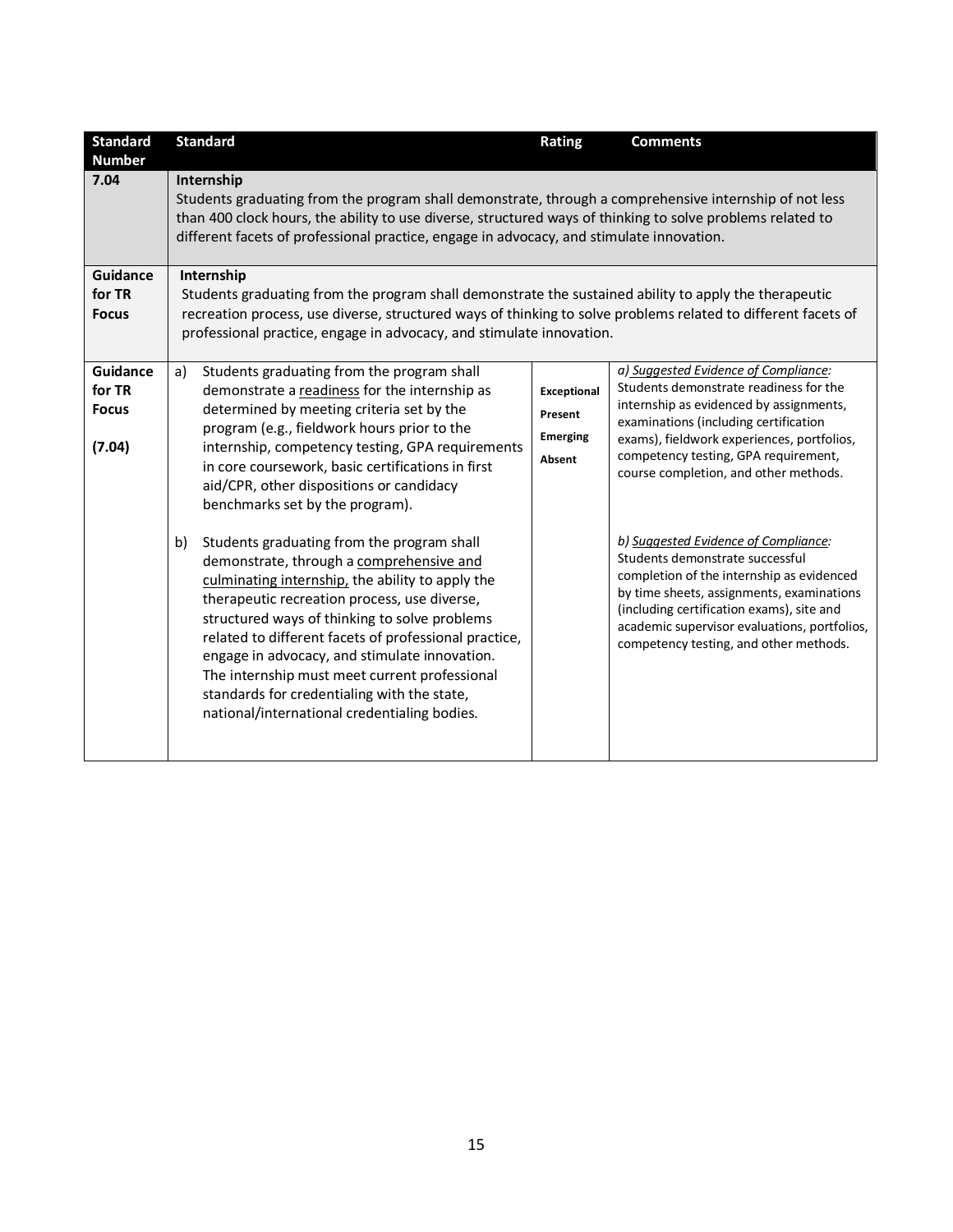| Standard Number | Standard | Rating | Comments |
|---|---|---|---|
| **7.04** | **Internship**<br>Students graduating from the program shall demonstrate, through a comprehensive internship of not less than 400 clock hours, the ability to use diverse, structured ways of thinking to solve problems related to different facets of professional practice, engage in advocacy, and stimulate innovation. | | |
| **Guidance for TR Focus** | **Internship**<br>Students graduating from the program shall demonstrate the sustained ability to apply the therapeutic recreation process, use diverse, structured ways of thinking to solve problems related to different facets of professional practice, engage in advocacy, and stimulate innovation. | | |
| **Guidance for TR Focus**<br><br>**(7.04)** | a) Students graduating from the program shall demonstrate a <u>readiness</u> for the internship as determined by meeting criteria set by the program (e.g., fieldwork hours prior to the internship, competency testing, GPA requirements in core coursework, basic certifications in first aid/CPR, other dispositions or candidacy benchmarks set by the program).<br><br>b) Students graduating from the program shall demonstrate, through a <u>comprehensive and culminating internship,</u> the ability to apply the therapeutic recreation process, use diverse, structured ways of thinking to solve problems related to different facets of professional practice, engage in advocacy, and stimulate innovation. The internship must meet current professional standards for credentialing with the state, national/international credentialing bodies. | **Exceptional**<br>**Present**<br>**Emerging**<br>**Absent** | *a) <u>Suggested Evidence of Compliance</u>:* Students demonstrate readiness for the internship as evidenced by assignments, examinations (including certification exams), fieldwork experiences, portfolios, competency testing, GPA requirement, course completion, and other methods.<br><br>*b) <u>Suggested Evidence of Compliance</u>:* Students demonstrate successful completion of the internship as evidenced by time sheets, assignments, examinations (including certification exams), site and academic supervisor evaluations, portfolios, competency testing, and other methods. |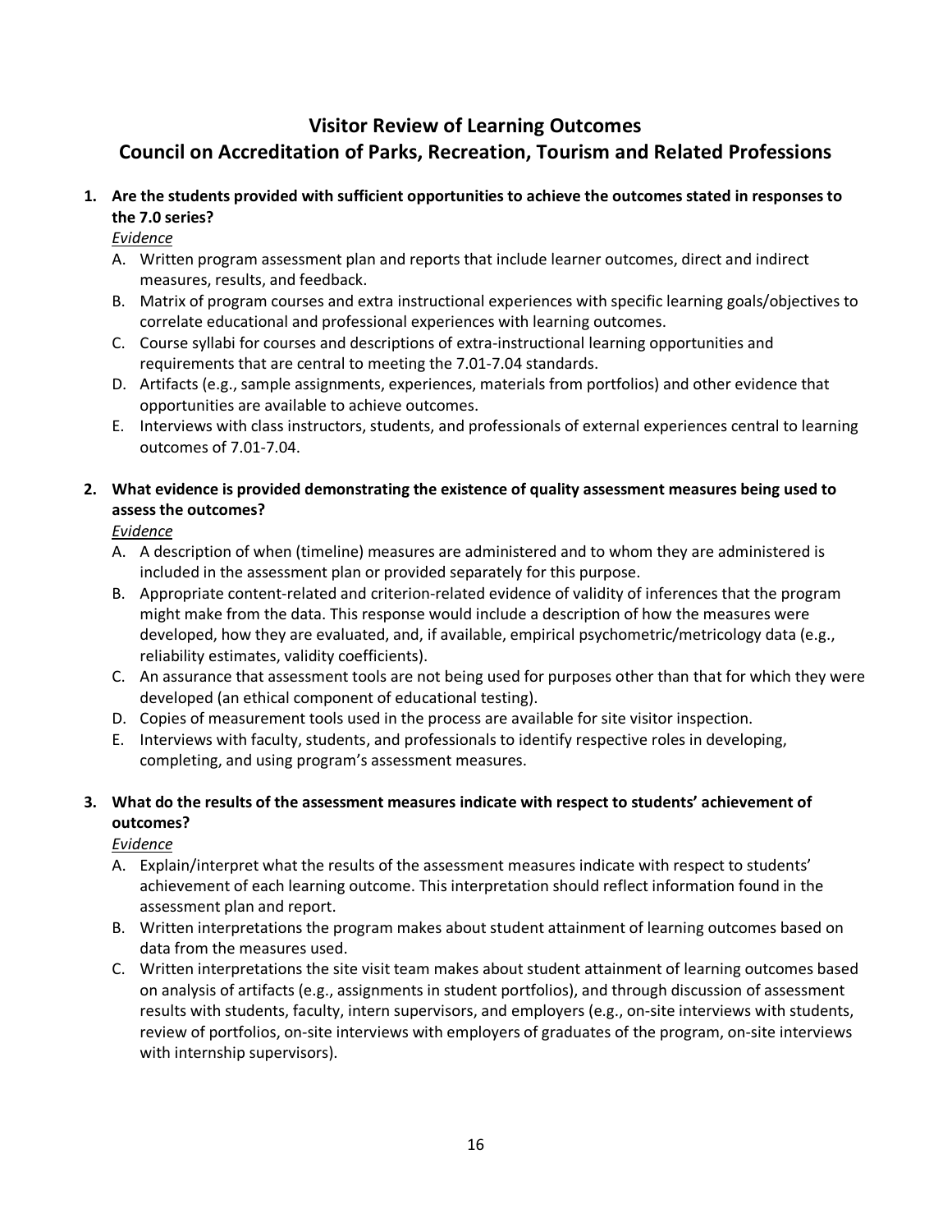## Visitor Review of Learning Outcomes

## Council on Accreditation of Parks, Recreation, Tourism and Related Professions

**1. Are the students provided with sufficient opportunities to achieve the outcomes stated in responses to the 7.0 series?**

*Evidence*

A. Written program assessment plan and reports that include learner outcomes, direct and indirect measures, results, and feedback.
B. Matrix of program courses and extra instructional experiences with specific learning goals/objectives to correlate educational and professional experiences with learning outcomes.
C. Course syllabi for courses and descriptions of extra-instructional learning opportunities and requirements that are central to meeting the 7.01-7.04 standards.
D. Artifacts (e.g., sample assignments, experiences, materials from portfolios) and other evidence that opportunities are available to achieve outcomes.
E. Interviews with class instructors, students, and professionals of external experiences central to learning outcomes of 7.01-7.04.

**2. What evidence is provided demonstrating the existence of quality assessment measures being used to assess the outcomes?**

*Evidence*

A. A description of when (timeline) measures are administered and to whom they are administered is included in the assessment plan or provided separately for this purpose.
B. Appropriate content-related and criterion-related evidence of validity of inferences that the program might make from the data. This response would include a description of how the measures were developed, how they are evaluated, and, if available, empirical psychometric/metricology data (e.g., reliability estimates, validity coefficients).
C. An assurance that assessment tools are not being used for purposes other than that for which they were developed (an ethical component of educational testing).
D. Copies of measurement tools used in the process are available for site visitor inspection.
E. Interviews with faculty, students, and professionals to identify respective roles in developing, completing, and using program's assessment measures.

**3. What do the results of the assessment measures indicate with respect to students' achievement of outcomes?**

*Evidence*

A. Explain/interpret what the results of the assessment measures indicate with respect to students' achievement of each learning outcome. This interpretation should reflect information found in the assessment plan and report.
B. Written interpretations the program makes about student attainment of learning outcomes based on data from the measures used.
C. Written interpretations the site visit team makes about student attainment of learning outcomes based on analysis of artifacts (e.g., assignments in student portfolios), and through discussion of assessment results with students, faculty, intern supervisors, and employers (e.g., on-site interviews with students, review of portfolios, on-site interviews with employers of graduates of the program, on-site interviews with internship supervisors).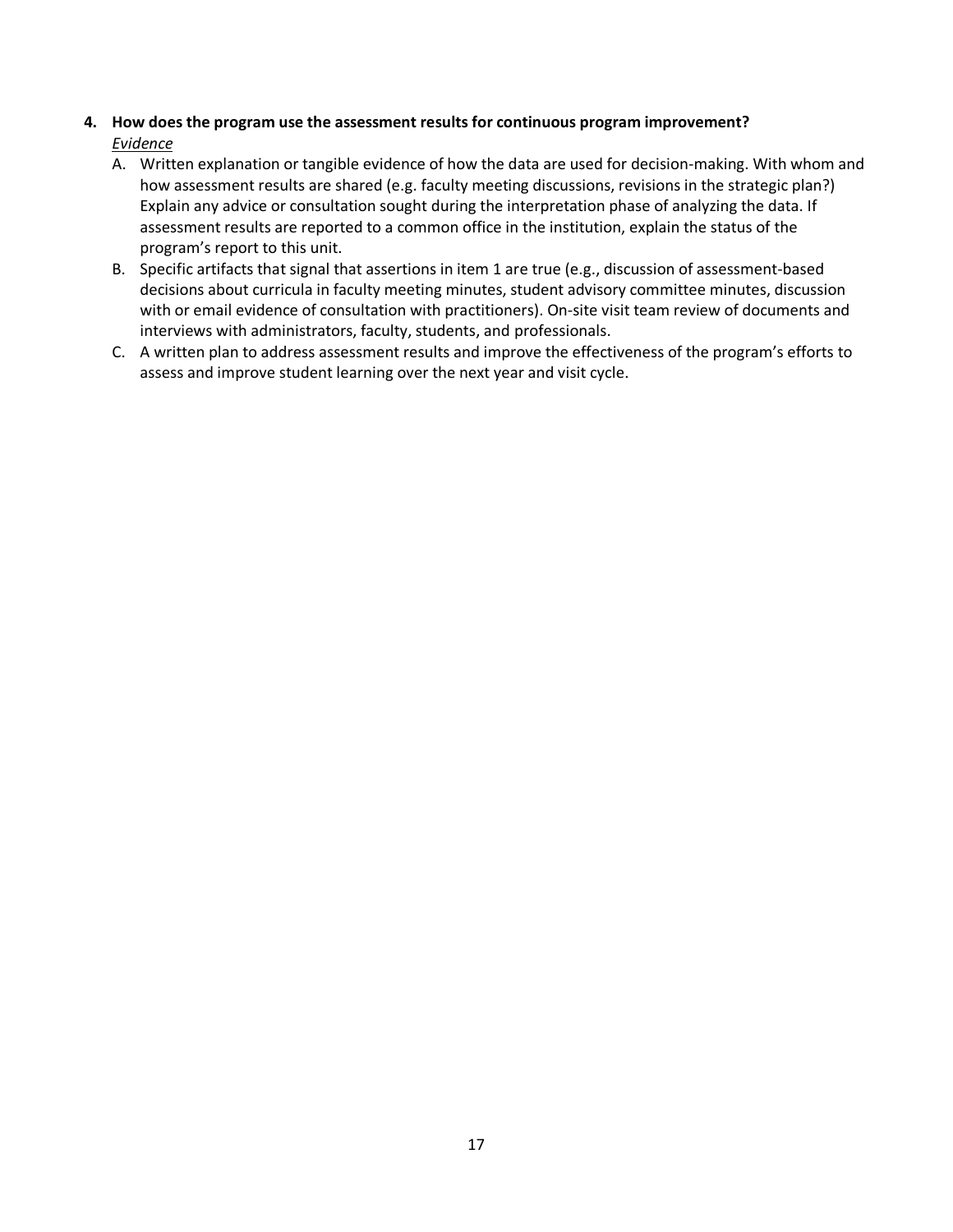**4. How does the program use the assessment results for continuous program improvement?**

*Evidence*

A. Written explanation or tangible evidence of how the data are used for decision-making. With whom and how assessment results are shared (e.g. faculty meeting discussions, revisions in the strategic plan?) Explain any advice or consultation sought during the interpretation phase of analyzing the data. If assessment results are reported to a common office in the institution, explain the status of the program's report to this unit.

B. Specific artifacts that signal that assertions in item 1 are true (e.g., discussion of assessment-based decisions about curricula in faculty meeting minutes, student advisory committee minutes, discussion with or email evidence of consultation with practitioners). On-site visit team review of documents and interviews with administrators, faculty, students, and professionals.

C. A written plan to address assessment results and improve the effectiveness of the program's efforts to assess and improve student learning over the next year and visit cycle.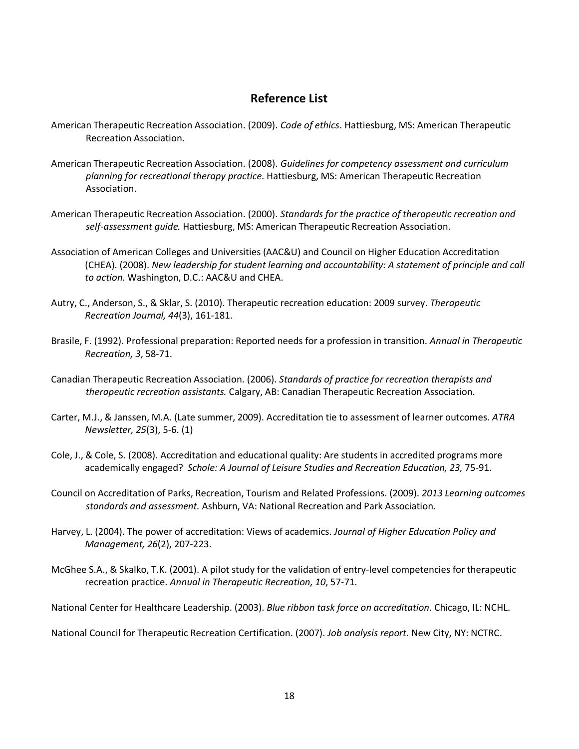## Reference List

American Therapeutic Recreation Association. (2009). *Code of ethics*. Hattiesburg, MS: American Therapeutic Recreation Association.

American Therapeutic Recreation Association. (2008). *Guidelines for competency assessment and curriculum planning for recreational therapy practice*. Hattiesburg, MS: American Therapeutic Recreation Association.

American Therapeutic Recreation Association. (2000). *Standards for the practice of therapeutic recreation and self-assessment guide.* Hattiesburg, MS: American Therapeutic Recreation Association.

Association of American Colleges and Universities (AAC&U) and Council on Higher Education Accreditation (CHEA). (2008). *New leadership for student learning and accountability: A statement of principle and call to action*. Washington, D.C.: AAC&U and CHEA.

Autry, C., Anderson, S., & Sklar, S. (2010). Therapeutic recreation education: 2009 survey. *Therapeutic Recreation Journal, 44*(3), 161-181.

Brasile, F. (1992). Professional preparation: Reported needs for a profession in transition. *Annual in Therapeutic Recreation, 3*, 58-71.

Canadian Therapeutic Recreation Association. (2006). *Standards of practice for recreation therapists and therapeutic recreation assistants.* Calgary, AB: Canadian Therapeutic Recreation Association.

Carter, M.J., & Janssen, M.A. (Late summer, 2009). Accreditation tie to assessment of learner outcomes. *ATRA Newsletter, 25*(3), 5-6. (1)

Cole, J., & Cole, S. (2008). Accreditation and educational quality: Are students in accredited programs more academically engaged? *Schole: A Journal of Leisure Studies and Recreation Education, 23,* 75-91.

Council on Accreditation of Parks, Recreation, Tourism and Related Professions. (2009). *2013 Learning outcomes standards and assessment.* Ashburn, VA: National Recreation and Park Association.

Harvey, L. (2004). The power of accreditation: Views of academics. *Journal of Higher Education Policy and Management, 26*(2), 207-223.

McGhee S.A., & Skalko, T.K. (2001). A pilot study for the validation of entry-level competencies for therapeutic recreation practice. *Annual in Therapeutic Recreation, 10*, 57-71.

National Center for Healthcare Leadership. (2003). *Blue ribbon task force on accreditation*. Chicago, IL: NCHL.

National Council for Therapeutic Recreation Certification. (2007). *Job analysis report*. New City, NY: NCTRC.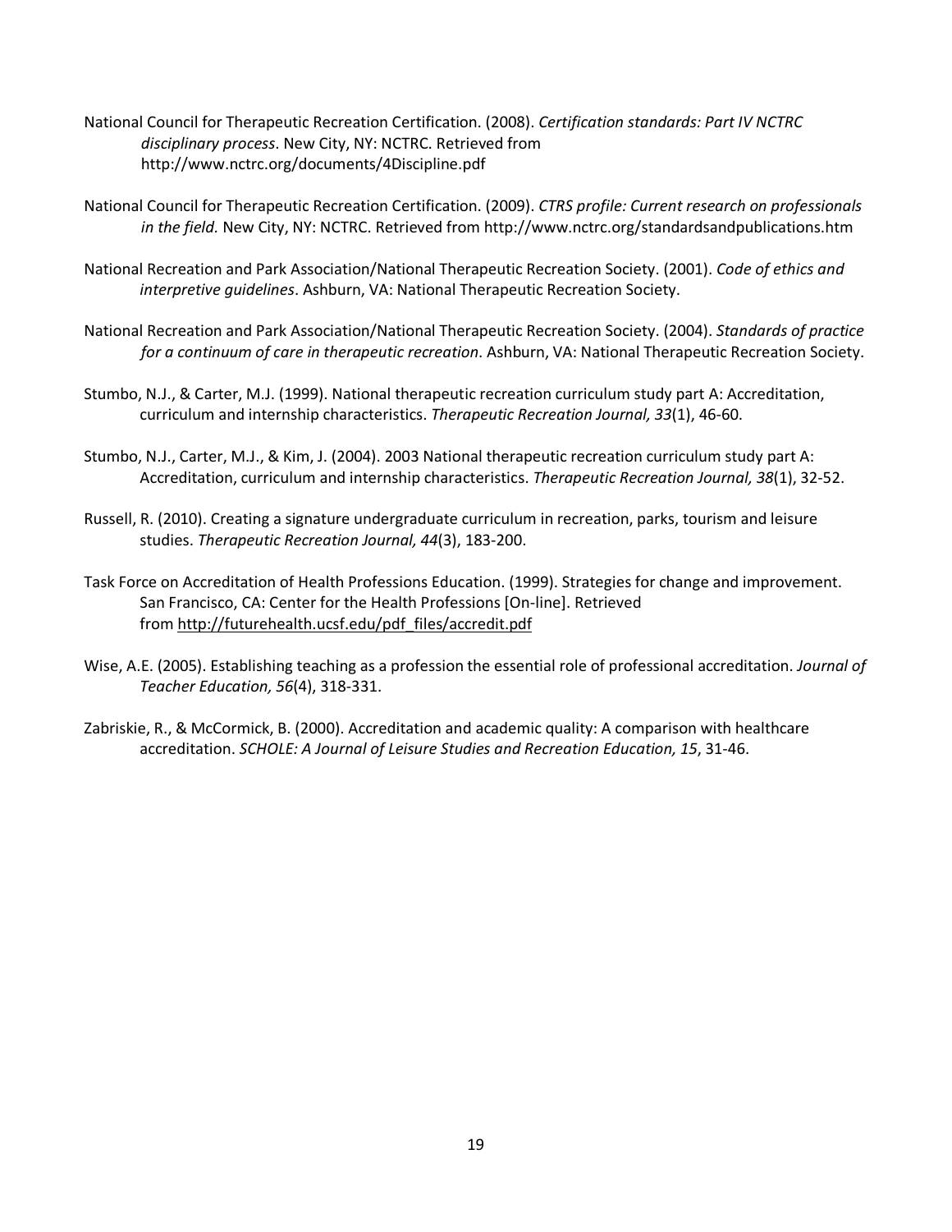National Council for Therapeutic Recreation Certification. (2008). *Certification standards: Part IV NCTRC disciplinary process*. New City, NY: NCTRC. Retrieved from http://www.nctrc.org/documents/4Discipline.pdf

National Council for Therapeutic Recreation Certification. (2009). *CTRS profile: Current research on professionals in the field.* New City, NY: NCTRC. Retrieved from http://www.nctrc.org/standardsandpublications.htm

National Recreation and Park Association/National Therapeutic Recreation Society. (2001). *Code of ethics and interpretive guidelines*. Ashburn, VA: National Therapeutic Recreation Society.

National Recreation and Park Association/National Therapeutic Recreation Society. (2004). *Standards of practice for a continuum of care in therapeutic recreation*. Ashburn, VA: National Therapeutic Recreation Society.

Stumbo, N.J., & Carter, M.J. (1999). National therapeutic recreation curriculum study part A: Accreditation, curriculum and internship characteristics. *Therapeutic Recreation Journal, 33*(1), 46-60.

Stumbo, N.J., Carter, M.J., & Kim, J. (2004). 2003 National therapeutic recreation curriculum study part A: Accreditation, curriculum and internship characteristics. *Therapeutic Recreation Journal, 38*(1), 32-52.

Russell, R. (2010). Creating a signature undergraduate curriculum in recreation, parks, tourism and leisure studies. *Therapeutic Recreation Journal, 44*(3), 183-200.

Task Force on Accreditation of Health Professions Education. (1999). Strategies for change and improvement. San Francisco, CA: Center for the Health Professions [On-line]. Retrieved from http://futurehealth.ucsf.edu/pdf_files/accredit.pdf

Wise, A.E. (2005). Establishing teaching as a profession the essential role of professional accreditation. *Journal of Teacher Education, 56*(4), 318-331.

Zabriskie, R., & McCormick, B. (2000). Accreditation and academic quality: A comparison with healthcare accreditation. *SCHOLE: A Journal of Leisure Studies and Recreation Education, 15*, 31-46.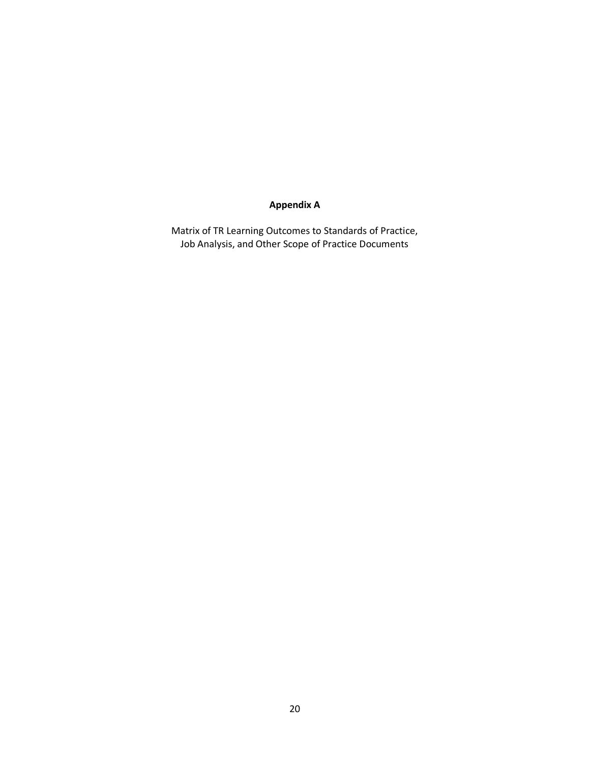# Appendix A

Matrix of TR Learning Outcomes to Standards of Practice,
Job Analysis, and Other Scope of Practice Documents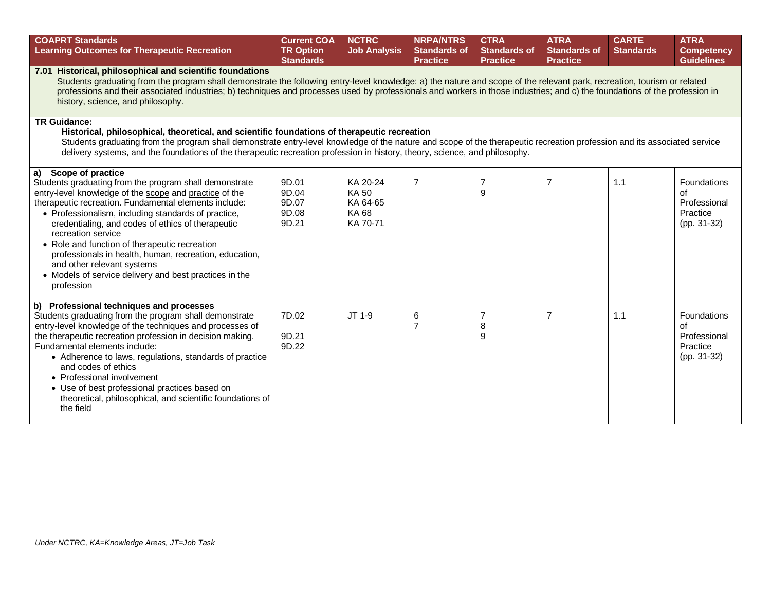| COAPRT Standards<br>Learning Outcomes for Therapeutic Recreation | Current COA TR Option Standards | NCTRC Job Analysis | NRPA/NTRS Standards of Practice | CTRA Standards of Practice | ATRA Standards of Practice | CARTE Standards | ATRA Competency Guidelines |
|---|---|---|---|---|---|---|---|
| **7.01 Historical, philosophical and scientific foundations**<br>Students graduating from the program shall demonstrate the following entry-level knowledge: a) the nature and scope of the relevant park, recreation, tourism or related professions and their associated industries; b) techniques and processes used by professionals and workers in those industries; and c) the foundations of the profession in history, science, and philosophy. | | | | | | | |
| **TR Guidance:**<br>**Historical, philosophical, theoretical, and scientific foundations of therapeutic recreation**<br>Students graduating from the program shall demonstrate entry-level knowledge of the nature and scope of the therapeutic recreation profession and its associated service delivery systems, and the foundations of the therapeutic recreation profession in history, theory, science, and philosophy. | | | | | | | |
| **a) Scope of practice**<br>Students graduating from the program shall demonstrate entry-level knowledge of the scope and practice of the therapeutic recreation. Fundamental elements include:<br>• Professionalism, including standards of practice, credentialing, and codes of ethics of therapeutic recreation service<br>• Role and function of therapeutic recreation professionals in health, human, recreation, education, and other relevant systems<br>• Models of service delivery and best practices in the profession | 9D.01<br>9D.04<br>9D.07<br>9D.08<br>9D.21 | KA 20-24<br>KA 50<br>KA 64-65<br>KA 68<br>KA 70-71 | 7 | 7<br>9 | 7 | 1.1 | Foundations of Professional Practice (pp. 31-32) |
| **b) Professional techniques and processes**<br>Students graduating from the program shall demonstrate entry-level knowledge of the techniques and processes of the therapeutic recreation profession in decision making. Fundamental elements include:<br>• Adherence to laws, regulations, standards of practice and codes of ethics<br>• Professional involvement<br>• Use of best professional practices based on theoretical, philosophical, and scientific foundations of the field | 7D.02<br><br>9D.21<br>9D.22 | JT 1-9 | 6<br>7 | 7<br>8<br>9 | 7 | 1.1 | Foundations of Professional Practice (pp. 31-32) |

*Under NCTRC, KA=Knowledge Areas, JT=Job Task*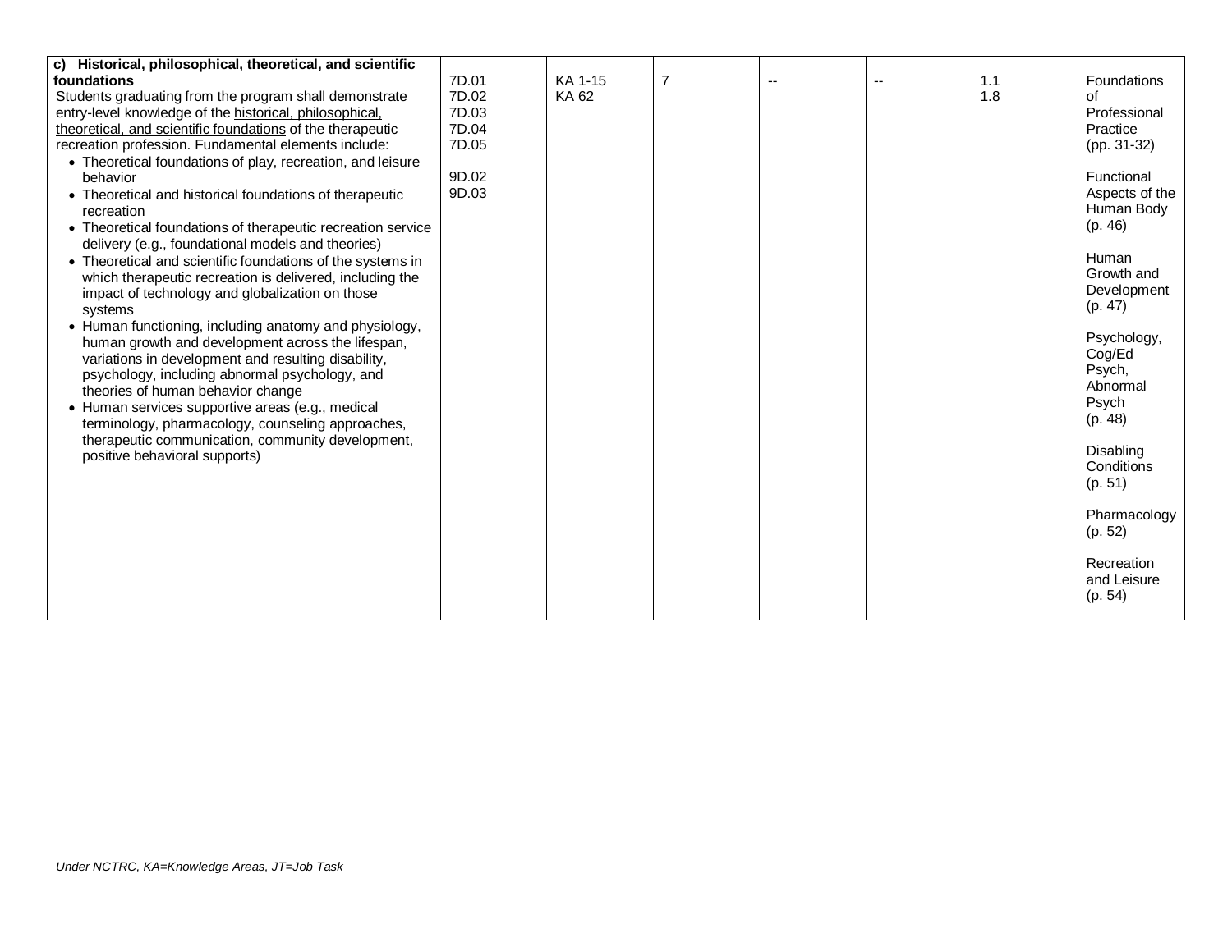| | | | | | | | |
|---|---|---|---|---|---|---|---|
| **c) Historical, philosophical, theoretical, and scientific foundations**<br>Students graduating from the program shall demonstrate entry-level knowledge of the historical, philosophical, theoretical, and scientific foundations of the therapeutic recreation profession. Fundamental elements include:<br>• Theoretical foundations of play, recreation, and leisure behavior<br>• Theoretical and historical foundations of therapeutic recreation<br>• Theoretical foundations of therapeutic recreation service delivery (e.g., foundational models and theories)<br>• Theoretical and scientific foundations of the systems in which therapeutic recreation is delivered, including the impact of technology and globalization on those systems<br>• Human functioning, including anatomy and physiology, human growth and development across the lifespan, variations in development and resulting disability, psychology, including abnormal psychology, and theories of human behavior change<br>• Human services supportive areas (e.g., medical terminology, pharmacology, counseling approaches, therapeutic communication, community development, positive behavioral supports) | 7D.01<br>7D.02<br>7D.03<br>7D.04<br>7D.05<br><br>9D.02<br>9D.03 | KA 1-15<br>KA 62 | 7 | -- | -- | 1.1<br>1.8 | Foundations of Professional Practice (pp. 31-32)<br><br>Functional Aspects of the Human Body (p. 46)<br><br>Human Growth and Development (p. 47)<br><br>Psychology, Cog/Ed Psych, Abnormal Psych (p. 48)<br><br>Disabling Conditions (p. 51)<br><br>Pharmacology (p. 52)<br><br>Recreation and Leisure (p. 54) |

*Under NCTRC, KA=Knowledge Areas, JT=Job Task*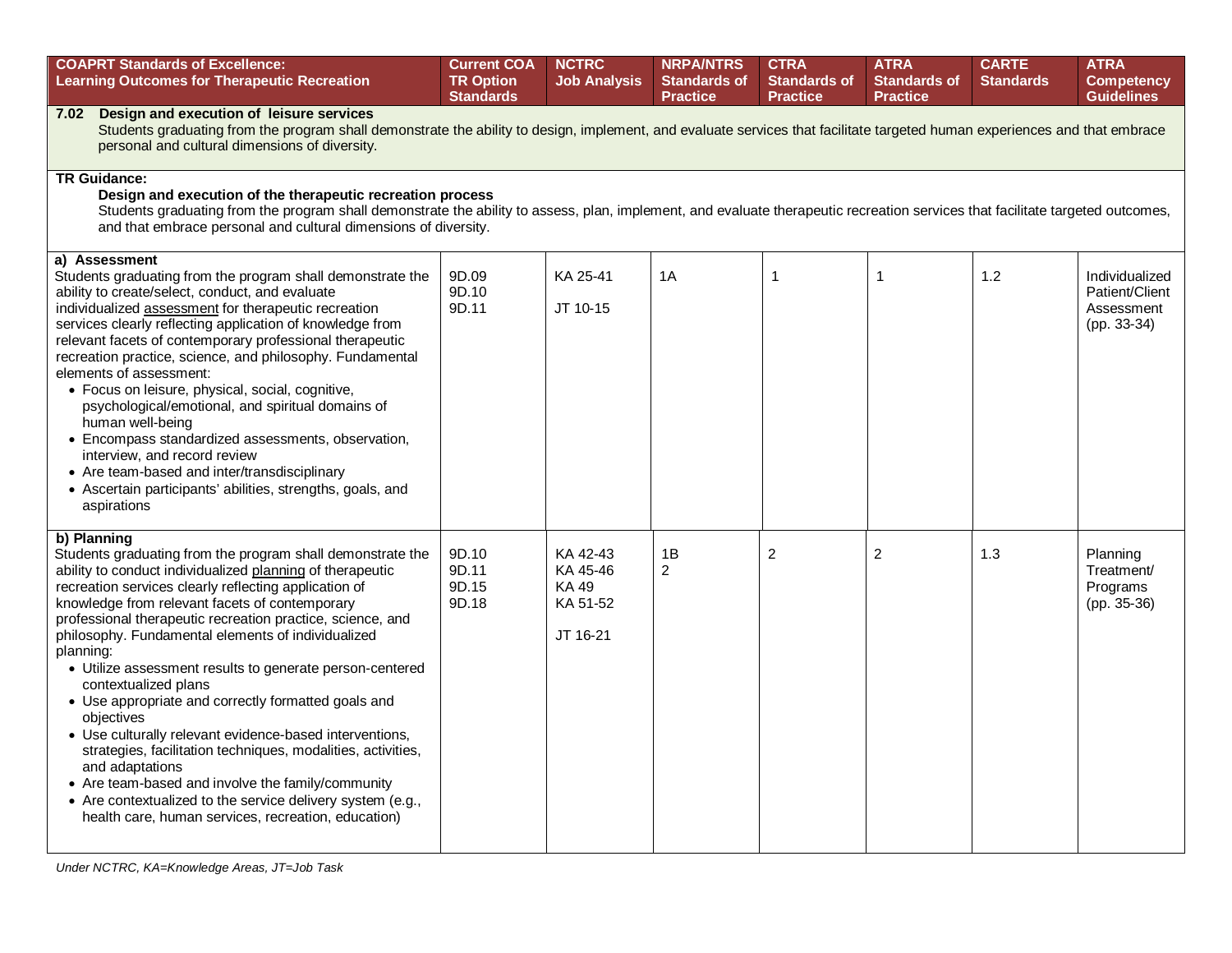| COAPRT Standards of Excellence: Learning Outcomes for Therapeutic Recreation | Current COA TR Option Standards | NCTRC Job Analysis | NRPA/NTRS Standards of Practice | CTRA Standards of Practice | ATRA Standards of Practice | CARTE Standards | ATRA Competency Guidelines |
|---|---|---|---|---|---|---|---|
| **7.02 Design and execution of leisure services**<br>Students graduating from the program shall demonstrate the ability to design, implement, and evaluate services that facilitate targeted human experiences and that embrace personal and cultural dimensions of diversity. | | | | | | | |
| **TR Guidance:**<br>**Design and execution of the therapeutic recreation process**<br>Students graduating from the program shall demonstrate the ability to assess, plan, implement, and evaluate therapeutic recreation services that facilitate targeted outcomes, and that embrace personal and cultural dimensions of diversity. | | | | | | | |
| **a) Assessment**<br>Students graduating from the program shall demonstrate the ability to create/select, conduct, and evaluate individualized assessment for therapeutic recreation services clearly reflecting application of knowledge from relevant facets of contemporary professional therapeutic recreation practice, science, and philosophy. Fundamental elements of assessment:<br>• Focus on leisure, physical, social, cognitive, psychological/emotional, and spiritual domains of human well-being<br>• Encompass standardized assessments, observation, interview, and record review<br>• Are team-based and inter/transdisciplinary<br>• Ascertain participants' abilities, strengths, goals, and aspirations | 9D.09<br>9D.10<br>9D.11 | KA 25-41<br><br>JT 10-15 | 1A | 1 | 1 | 1.2 | Individualized Patient/Client Assessment (pp. 33-34) |
| **b) Planning**<br>Students graduating from the program shall demonstrate the ability to conduct individualized planning of therapeutic recreation services clearly reflecting application of knowledge from relevant facets of contemporary professional therapeutic recreation practice, science, and philosophy. Fundamental elements of individualized planning:<br>• Utilize assessment results to generate person-centered contextualized plans<br>• Use appropriate and correctly formatted goals and objectives<br>• Use culturally relevant evidence-based interventions, strategies, facilitation techniques, modalities, activities, and adaptations<br>• Are team-based and involve the family/community<br>• Are contextualized to the service delivery system (e.g., health care, human services, recreation, education) | 9D.10<br>9D.11<br>9D.15<br>9D.18 | KA 42-43<br>KA 45-46<br>KA 49<br>KA 51-52<br><br>JT 16-21 | 1B<br>2 | 2 | 2 | 1.3 | Planning Treatment/ Programs (pp. 35-36) |

*Under NCTRC, KA=Knowledge Areas, JT=Job Task*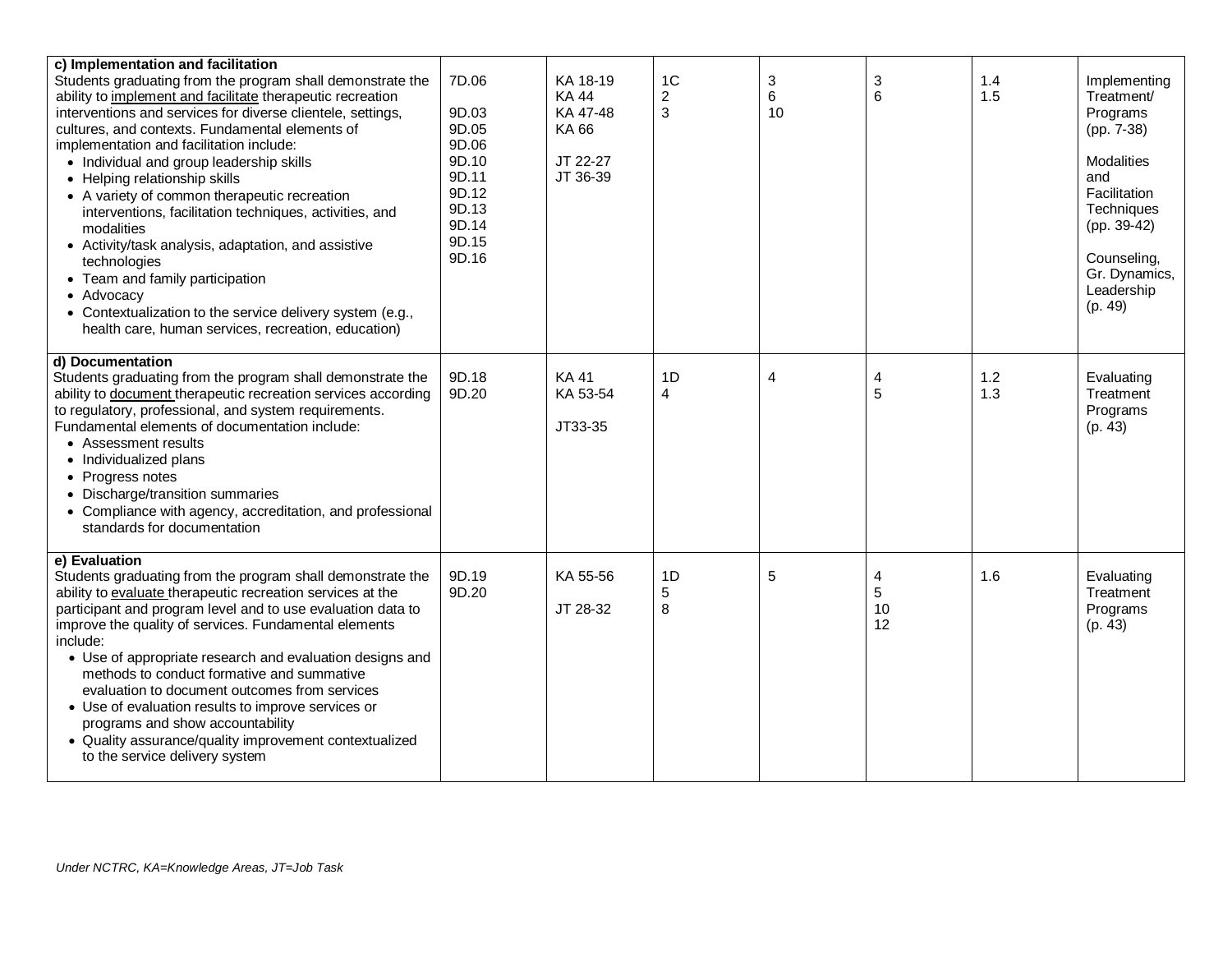| | | | | | | | |
|---|---|---|---|---|---|---|---|
| **c) Implementation and facilitation**<br>Students graduating from the program shall demonstrate the ability to implement and facilitate therapeutic recreation interventions and services for diverse clientele, settings, cultures, and contexts. Fundamental elements of implementation and facilitation include:<br>• Individual and group leadership skills<br>• Helping relationship skills<br>• A variety of common therapeutic recreation interventions, facilitation techniques, activities, and modalities<br>• Activity/task analysis, adaptation, and assistive technologies<br>• Team and family participation<br>• Advocacy<br>• Contextualization to the service delivery system (e.g., health care, human services, recreation, education) | 7D.06<br><br>9D.03<br>9D.05<br>9D.06<br>9D.10<br>9D.11<br>9D.12<br>9D.13<br>9D.14<br>9D.15<br>9D.16 | KA 18-19<br>KA 44<br>KA 47-48<br>KA 66<br><br>JT 22-27<br>JT 36-39 | 1C<br>2<br>3 | 3<br>6<br>10 | 3<br>6 | 1.4<br>1.5 | Implementing Treatment/ Programs (pp. 7-38)<br><br>Modalities and Facilitation Techniques (pp. 39-42)<br><br>Counseling, Gr. Dynamics, Leadership (p. 49) |
| **d) Documentation**<br>Students graduating from the program shall demonstrate the ability to document therapeutic recreation services according to regulatory, professional, and system requirements. Fundamental elements of documentation include:<br>• Assessment results<br>• Individualized plans<br>• Progress notes<br>• Discharge/transition summaries<br>• Compliance with agency, accreditation, and professional standards for documentation | 9D.18<br>9D.20 | KA 41<br>KA 53-54<br><br>JT33-35 | 1D<br>4 | 4 | 4<br>5 | 1.2<br>1.3 | Evaluating Treatment Programs (p. 43) |
| **e) Evaluation**<br>Students graduating from the program shall demonstrate the ability to evaluate therapeutic recreation services at the participant and program level and to use evaluation data to improve the quality of services. Fundamental elements include:<br>• Use of appropriate research and evaluation designs and methods to conduct formative and summative evaluation to document outcomes from services<br>• Use of evaluation results to improve services or programs and show accountability<br>• Quality assurance/quality improvement contextualized to the service delivery system | 9D.19<br>9D.20 | KA 55-56<br><br>JT 28-32 | 1D<br>5<br>8 | 5 | 4<br>5<br>10<br>12 | 1.6 | Evaluating Treatment Programs (p. 43) |

*Under NCTRC, KA=Knowledge Areas, JT=Job Task*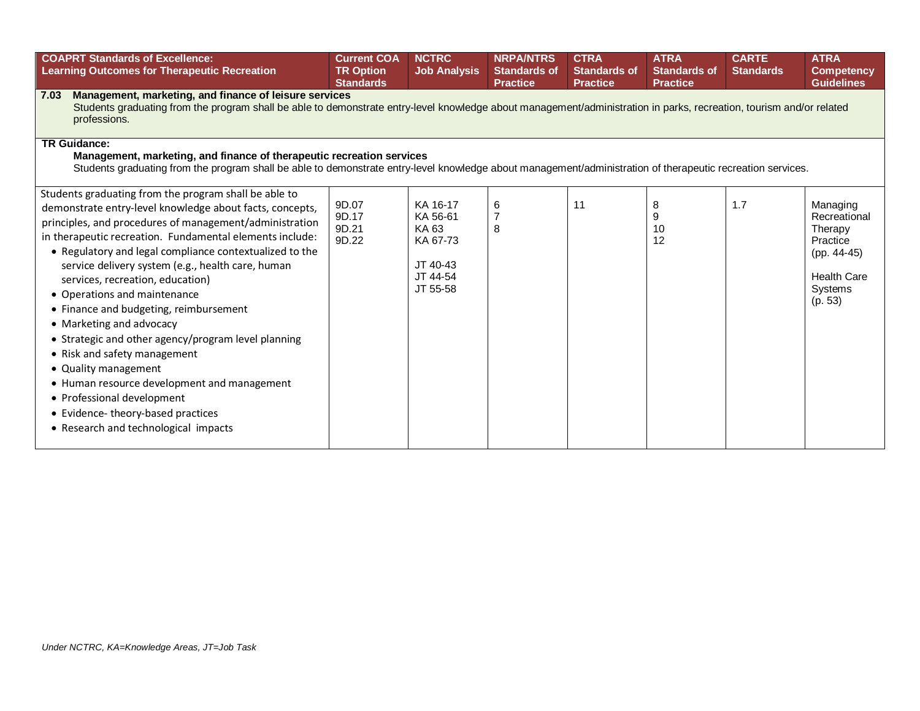| COAPRT Standards of Excellence: Learning Outcomes for Therapeutic Recreation | Current COA TR Option Standards | NCTRC Job Analysis | NRPA/NTRS Standards of Practice | CTRA Standards of Practice | ATRA Standards of Practice | CARTE Standards | ATRA Competency Guidelines |
|---|---|---|---|---|---|---|---|
| **7.03 Management, marketing, and finance of leisure services**<br>Students graduating from the program shall be able to demonstrate entry-level knowledge about management/administration in parks, recreation, tourism and/or related professions. | | | | | | | |
| **TR Guidance:**<br>**Management, marketing, and finance of therapeutic recreation services**<br>Students graduating from the program shall be able to demonstrate entry-level knowledge about management/administration of therapeutic recreation services. | | | | | | | |
| Students graduating from the program shall be able to demonstrate entry-level knowledge about facts, concepts, principles, and procedures of management/administration in therapeutic recreation. Fundamental elements include:<br>• Regulatory and legal compliance contextualized to the service delivery system (e.g., health care, human services, recreation, education)<br>• Operations and maintenance<br>• Finance and budgeting, reimbursement<br>• Marketing and advocacy<br>• Strategic and other agency/program level planning<br>• Risk and safety management<br>• Quality management<br>• Human resource development and management<br>• Professional development<br>• Evidence- theory-based practices<br>• Research and technological impacts | 9D.07<br>9D.17<br>9D.21<br>9D.22 | KA 16-17<br>KA 56-61<br>KA 63<br>KA 67-73<br><br>JT 40-43<br>JT 44-54<br>JT 55-58 | 6<br>7<br>8 | 11 | 8<br>9<br>10<br>12 | 1.7 | Managing Recreational Therapy Practice (pp. 44-45)<br><br>Health Care Systems (p. 53) |

*Under NCTRC, KA=Knowledge Areas, JT=Job Task*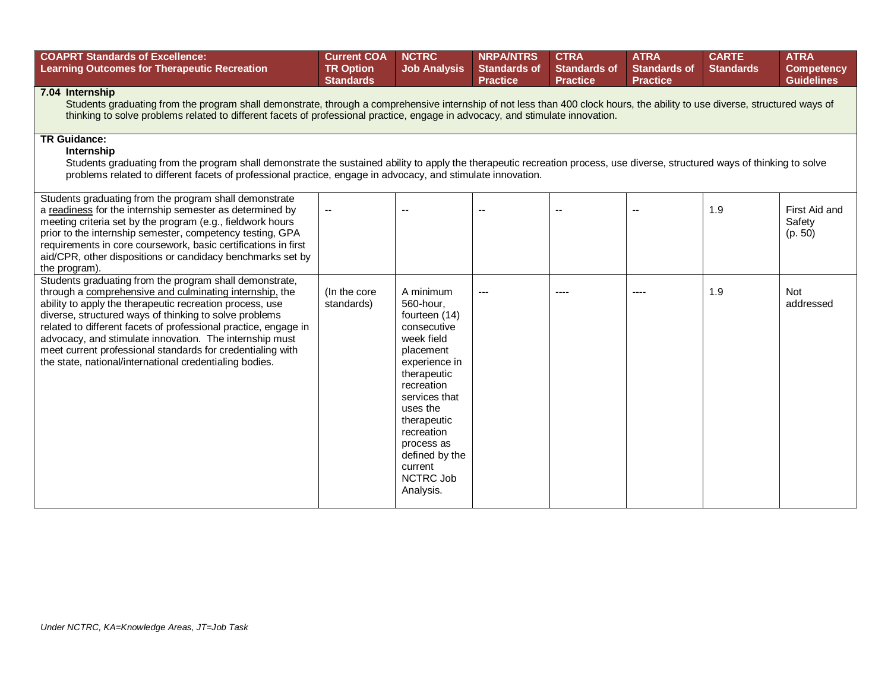| COAPRT Standards of Excellence: Learning Outcomes for Therapeutic Recreation | Current COA TR Option Standards | NCTRC Job Analysis | NRPA/NTRS Standards of Practice | CTRA Standards of Practice | ATRA Standards of Practice | CARTE Standards | ATRA Competency Guidelines |
|---|---|---|---|---|---|---|---|
| **7.04 Internship**<br>Students graduating from the program shall demonstrate, through a comprehensive internship of not less than 400 clock hours, the ability to use diverse, structured ways of thinking to solve problems related to different facets of professional practice, engage in advocacy, and stimulate innovation. | | | | | | | |
| **TR Guidance:**<br>**Internship**<br>Students graduating from the program shall demonstrate the sustained ability to apply the therapeutic recreation process, use diverse, structured ways of thinking to solve problems related to different facets of professional practice, engage in advocacy, and stimulate innovation. | | | | | | | |
| Students graduating from the program shall demonstrate a readiness for the internship semester as determined by meeting criteria set by the program (e.g., fieldwork hours prior to the internship semester, competency testing, GPA requirements in core coursework, basic certifications in first aid/CPR, other dispositions or candidacy benchmarks set by the program). | -- | -- | -- | -- | -- | 1.9 | First Aid and Safety (p. 50) |
| Students graduating from the program shall demonstrate, through a comprehensive and culminating internship, the ability to apply the therapeutic recreation process, use diverse, structured ways of thinking to solve problems related to different facets of professional practice, engage in advocacy, and stimulate innovation. The internship must meet current professional standards for credentialing with the state, national/international credentialing bodies. | (In the core standards) | A minimum 560-hour, fourteen (14) consecutive week field placement experience in therapeutic recreation services that uses the therapeutic recreation process as defined by the current NCTRC Job Analysis. | --- | ---- | ---- | 1.9 | Not addressed |

*Under NCTRC, KA=Knowledge Areas, JT=Job Task*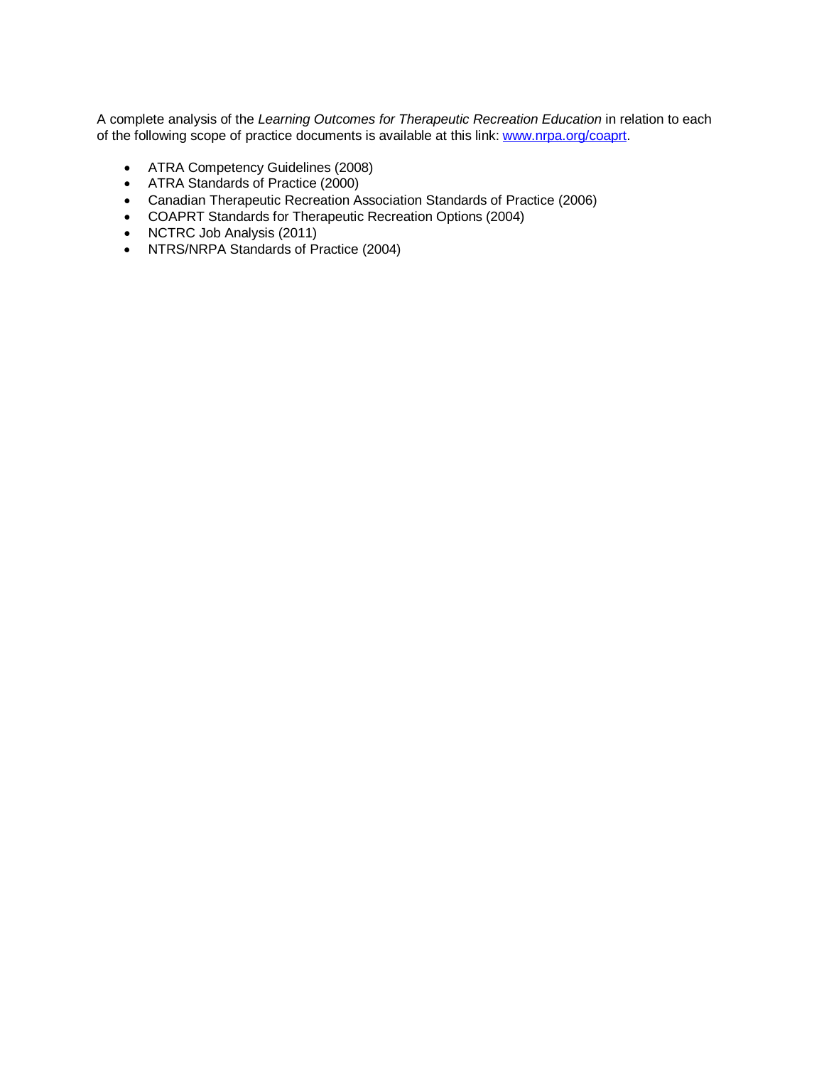A complete analysis of the *Learning Outcomes for Therapeutic Recreation Education* in relation to each of the following scope of practice documents is available at this link: [www.nrpa.org/coaprt](www.nrpa.org/coaprt).

- ATRA Competency Guidelines (2008)
- ATRA Standards of Practice (2000)
- Canadian Therapeutic Recreation Association Standards of Practice (2006)
- COAPRT Standards for Therapeutic Recreation Options (2004)
- NCTRC Job Analysis (2011)
- NTRS/NRPA Standards of Practice (2004)